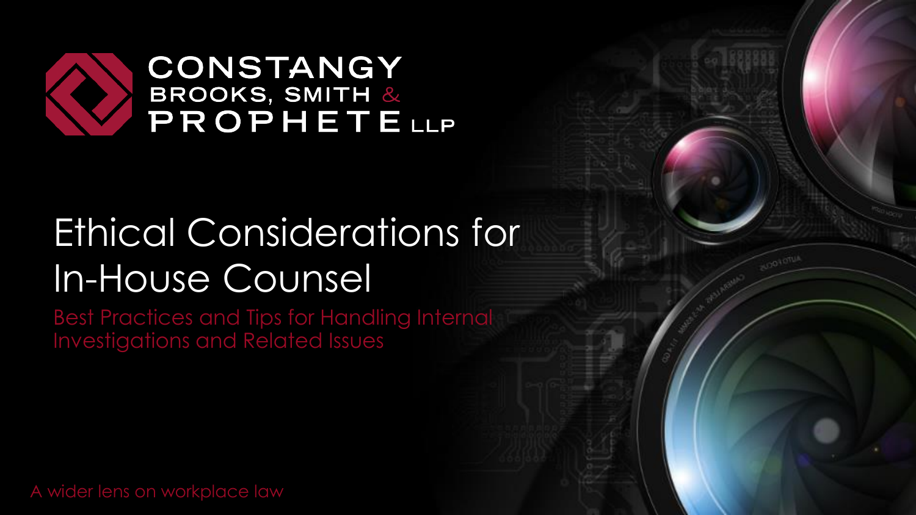CONSTANGY BROOKS, SMITH & PROPHETE LLP

# Ethical Considerations for In-House Counsel

## Best Practices and Tips for Handling Internal Investigations and Related Issues

A wider lens on workplace law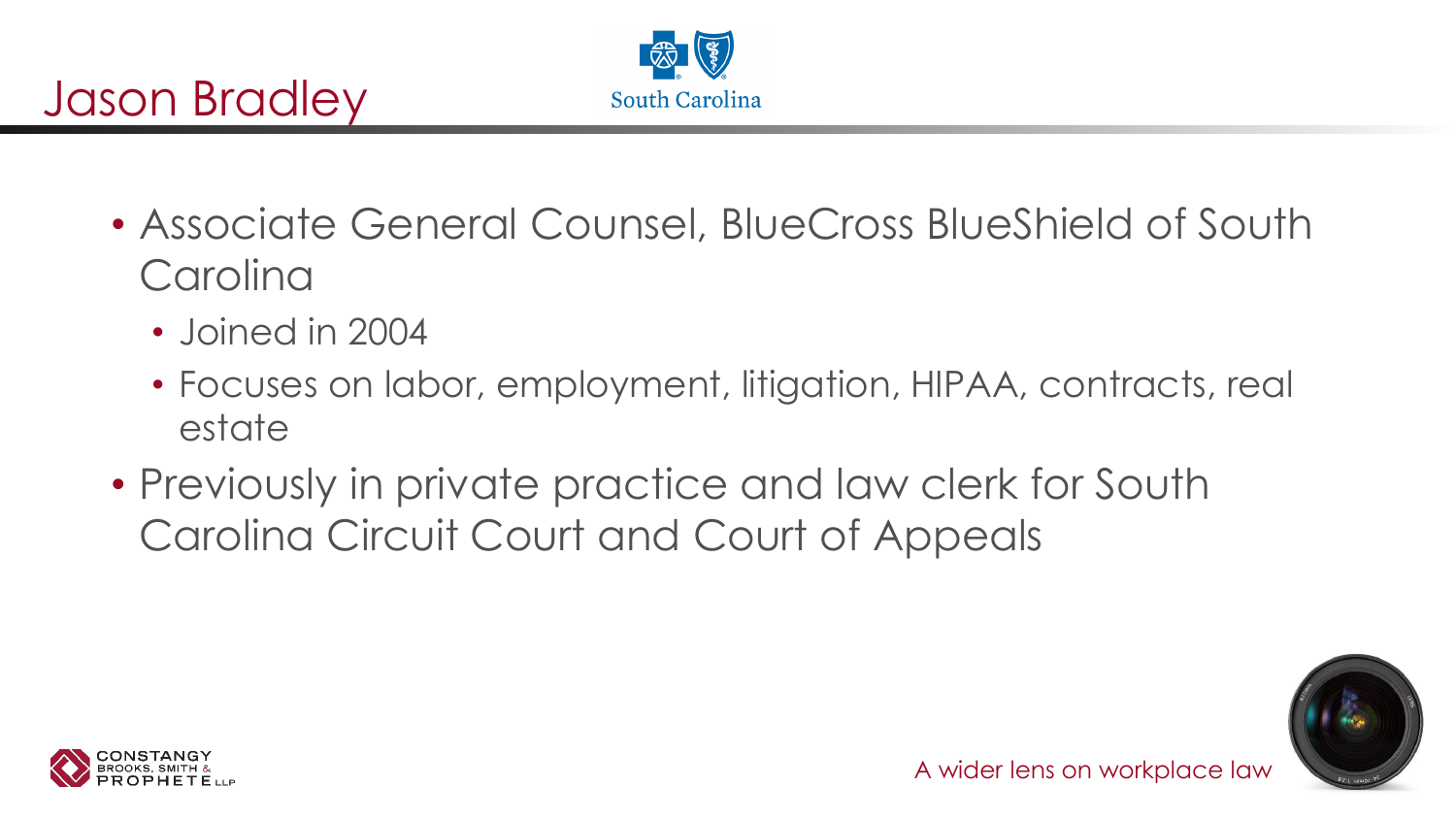# Jason Bradley

- Associate General Counsel, BlueCross BlueShield of South Carolina
  - Joined in 2004
  - Focuses on labor, employment, litigation, HIPAA, contracts, real estate
- Previously in private practice and law clerk for South Carolina Circuit Court and Court of Appeals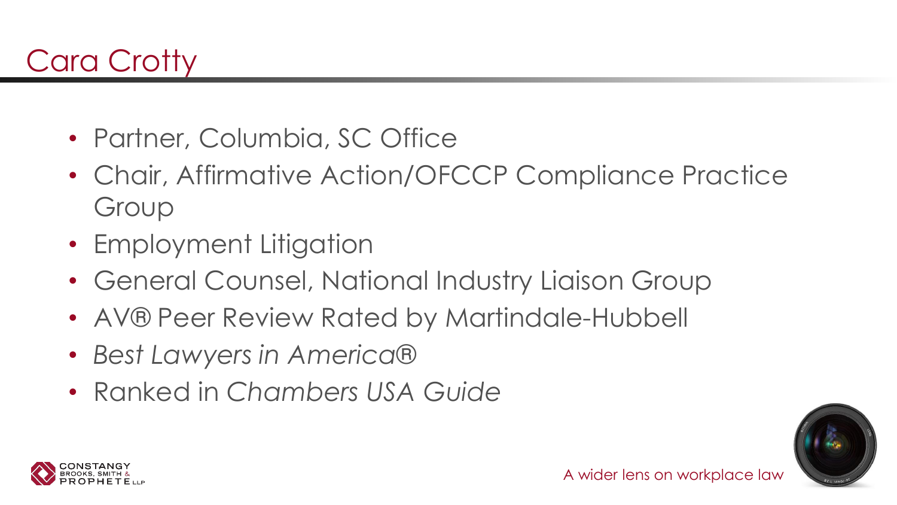# Cara Crotty

- Partner, Columbia, SC Office
- Chair, Affirmative Action/OFCCP Compliance Practice Group
- Employment Litigation
- General Counsel, National Industry Liaison Group
- AV® Peer Review Rated by Martindale-Hubbell
- *Best Lawyers in America®*
- Ranked in *Chambers USA Guide*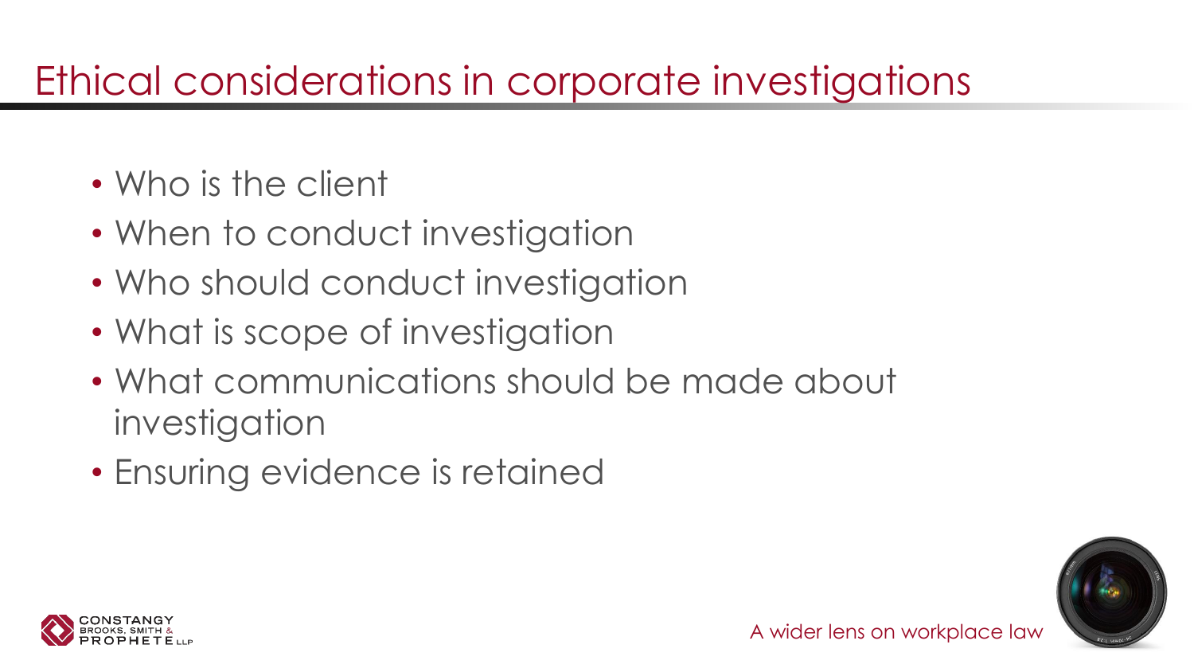# Ethical considerations in corporate investigations

- Who is the client
- When to conduct investigation
- Who should conduct investigation
- What is scope of investigation
- What communications should be made about investigation
- Ensuring evidence is retained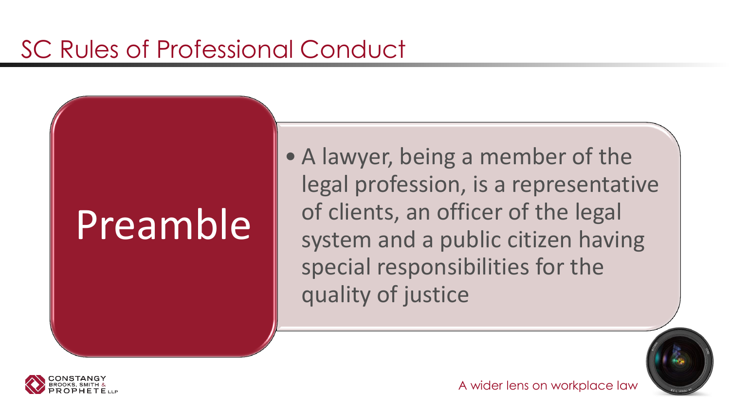# SC Rules of Professional Conduct

## Preamble

- A lawyer, being a member of the legal profession, is a representative of clients, an officer of the legal system and a public citizen having special responsibilities for the quality of justice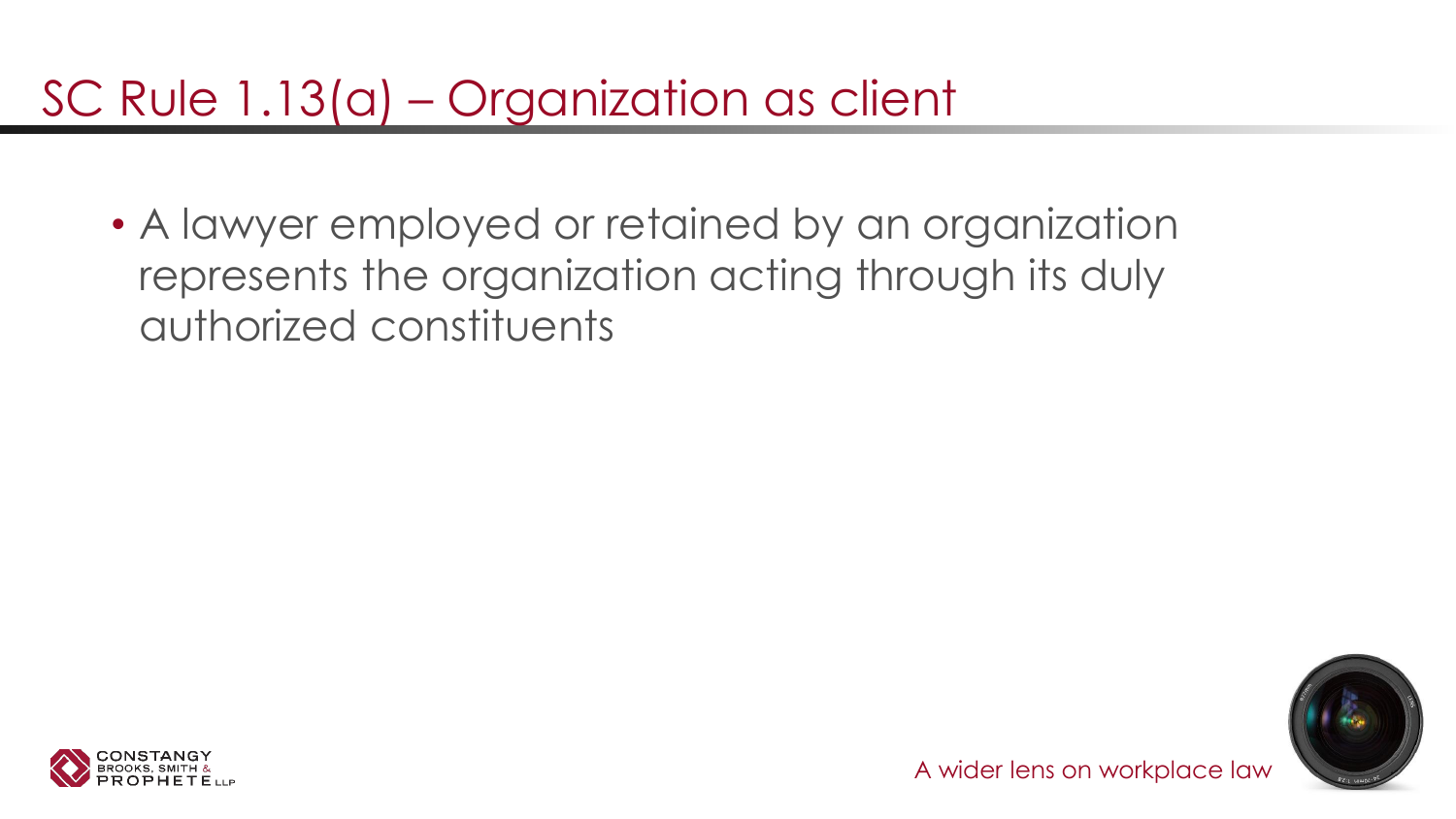# SC Rule 1.13(a) – Organization as client

- A lawyer employed or retained by an organization represents the organization acting through its duly authorized constituents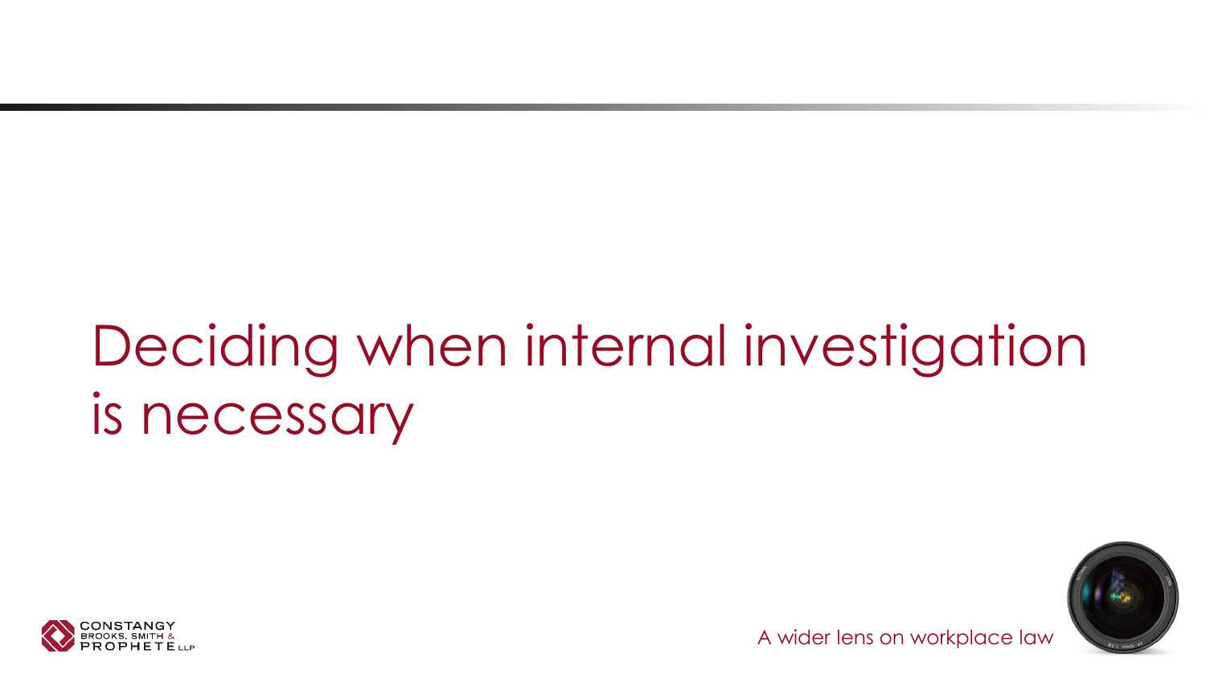# Deciding when internal investigation is necessary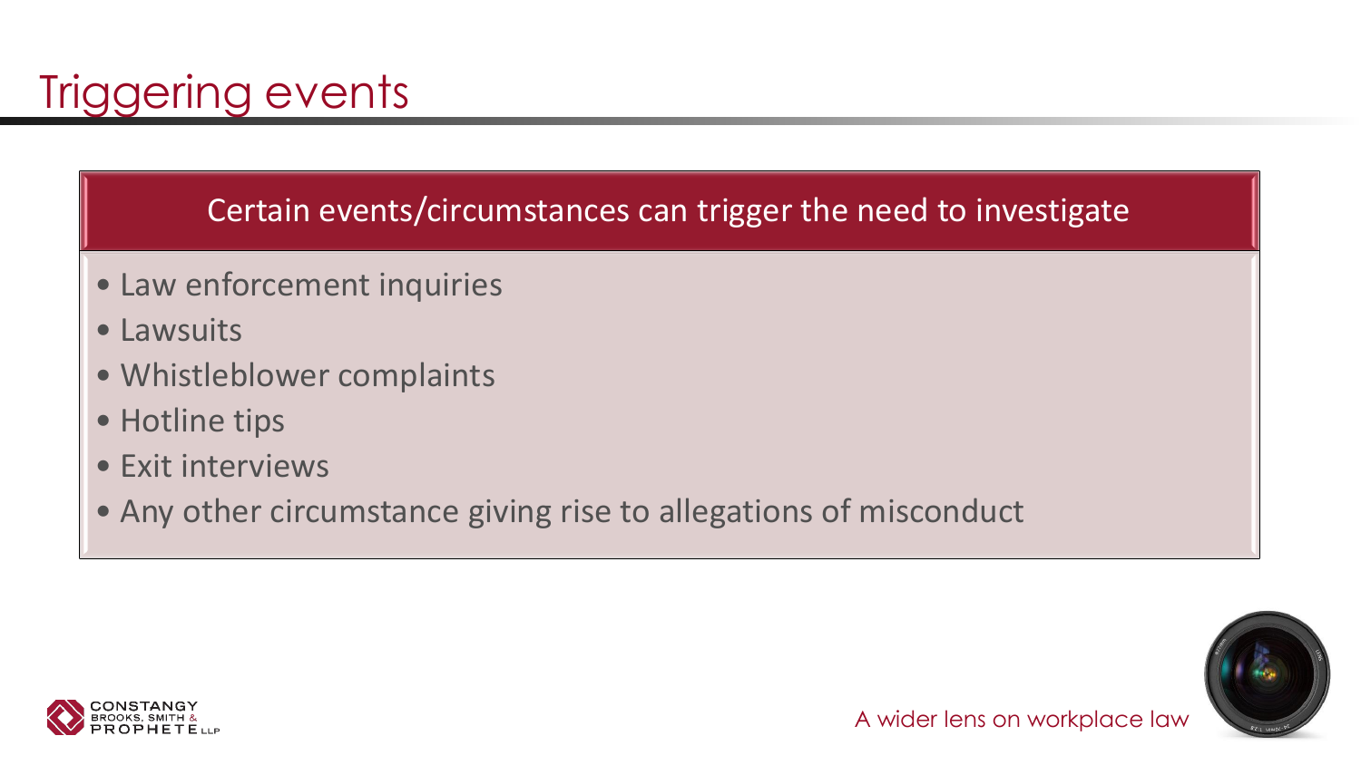# Triggering events

**Certain events/circumstances can trigger the need to investigate**

- Law enforcement inquiries
- Lawsuits
- Whistleblower complaints
- Hotline tips
- Exit interviews
- Any other circumstance giving rise to allegations of misconduct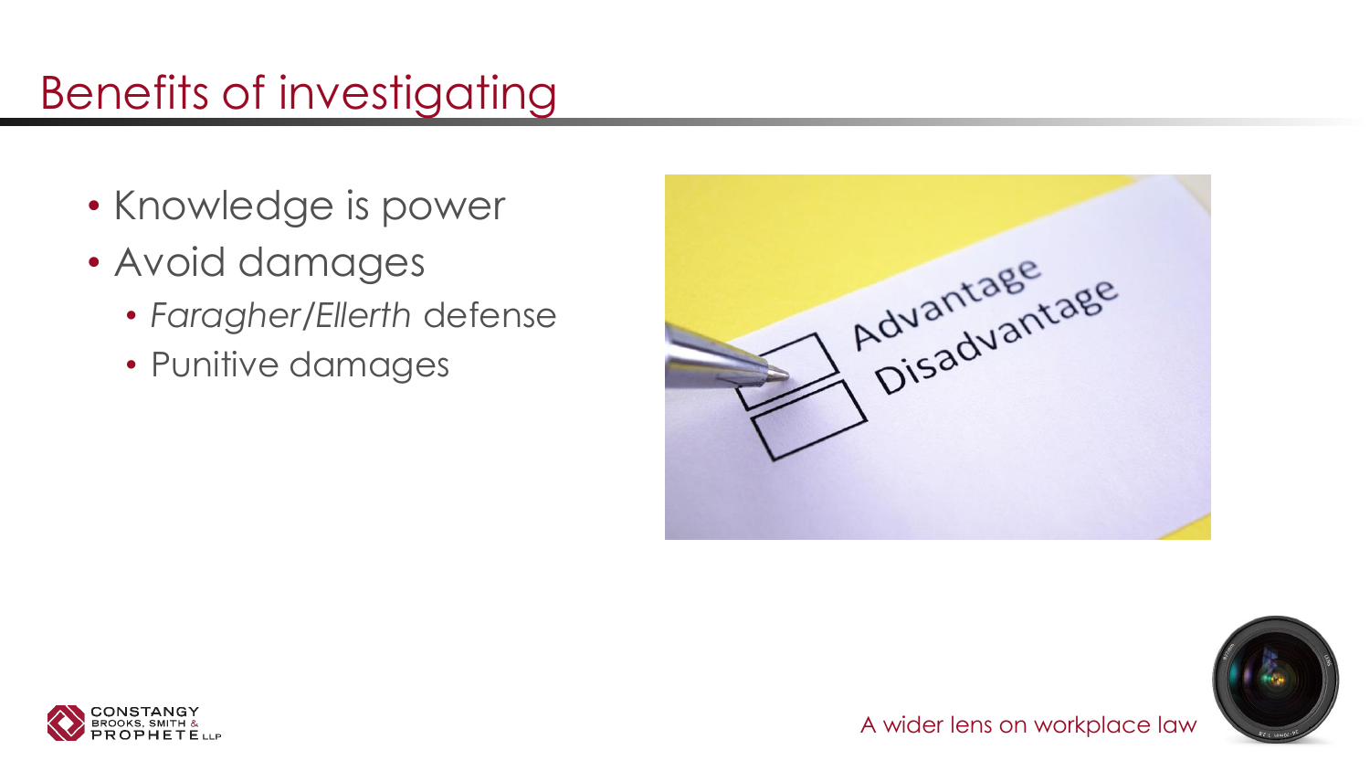# Benefits of investigating

- Knowledge is power
- Avoid damages
  - *Faragher/Ellerth* defense
  - Punitive damages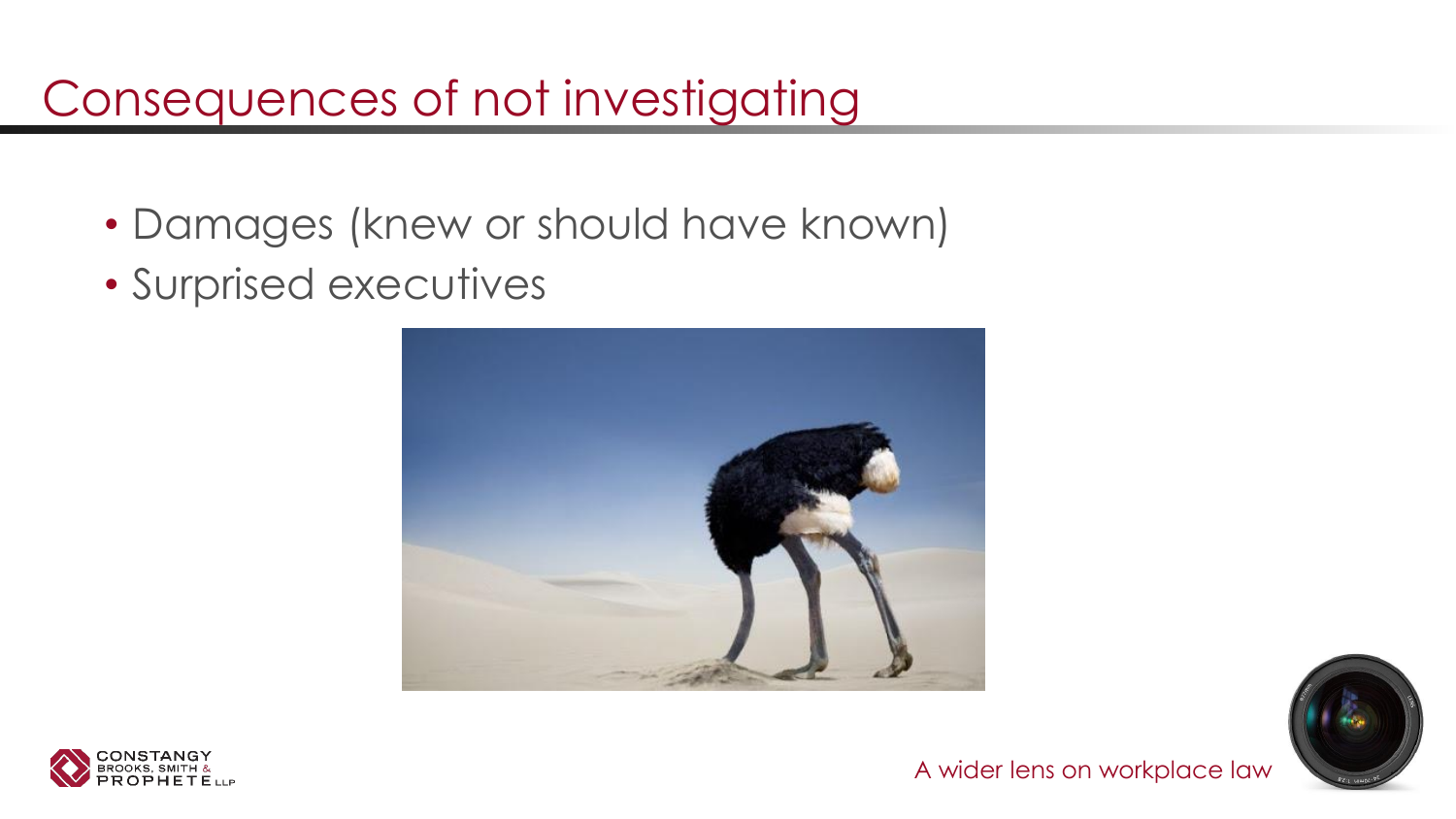# Consequences of not investigating

- Damages (knew or should have known)
- Surprised executives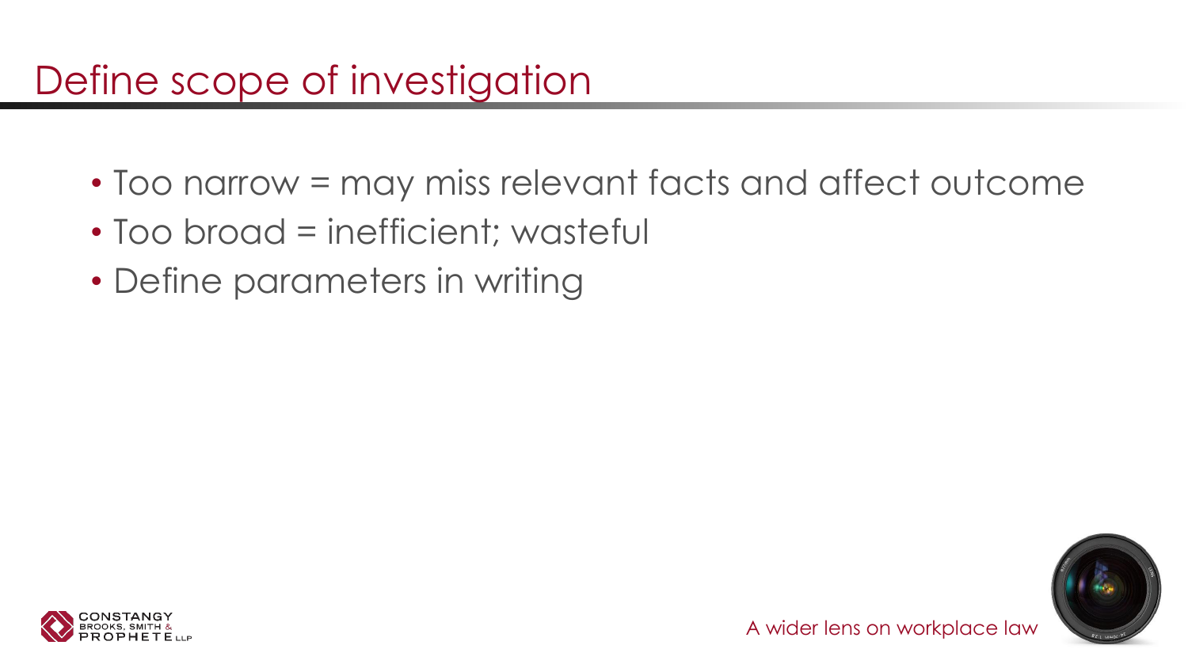# Define scope of investigation

- Too narrow = may miss relevant facts and affect outcome
- Too broad = inefficient; wasteful
- Define parameters in writing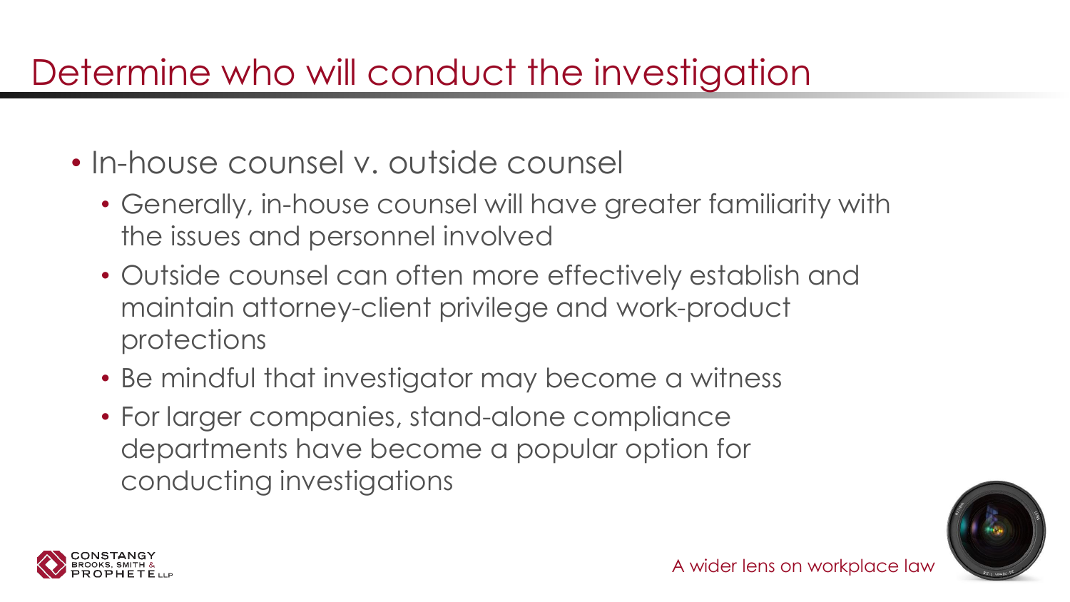# Determine who will conduct the investigation

- In-house counsel v. outside counsel
  - Generally, in-house counsel will have greater familiarity with the issues and personnel involved
  - Outside counsel can often more effectively establish and maintain attorney-client privilege and work-product protections
  - Be mindful that investigator may become a witness
  - For larger companies, stand-alone compliance departments have become a popular option for conducting investigations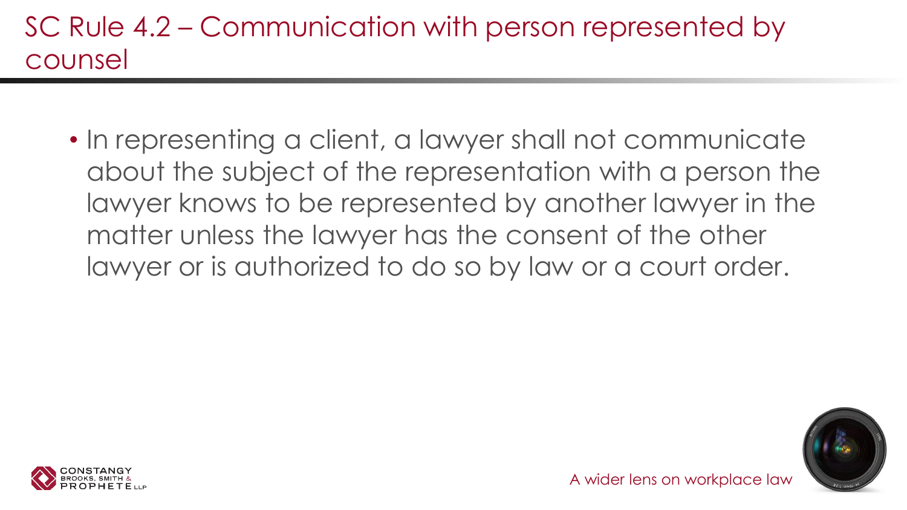# SC Rule 4.2 – Communication with person represented by counsel

- In representing a client, a lawyer shall not communicate about the subject of the representation with a person the lawyer knows to be represented by another lawyer in the matter unless the lawyer has the consent of the other lawyer or is authorized to do so by law or a court order.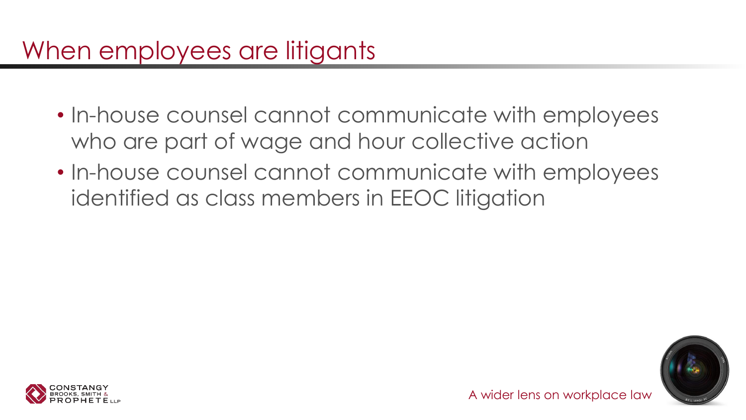# When employees are litigants

- In-house counsel cannot communicate with employees who are part of wage and hour collective action
- In-house counsel cannot communicate with employees identified as class members in EEOC litigation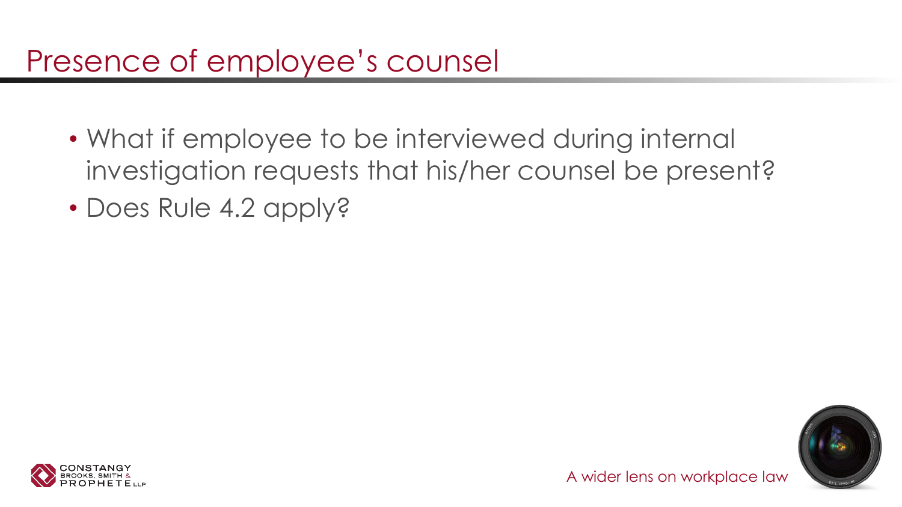# Presence of employee's counsel

- What if employee to be interviewed during internal investigation requests that his/her counsel be present?
- Does Rule 4.2 apply?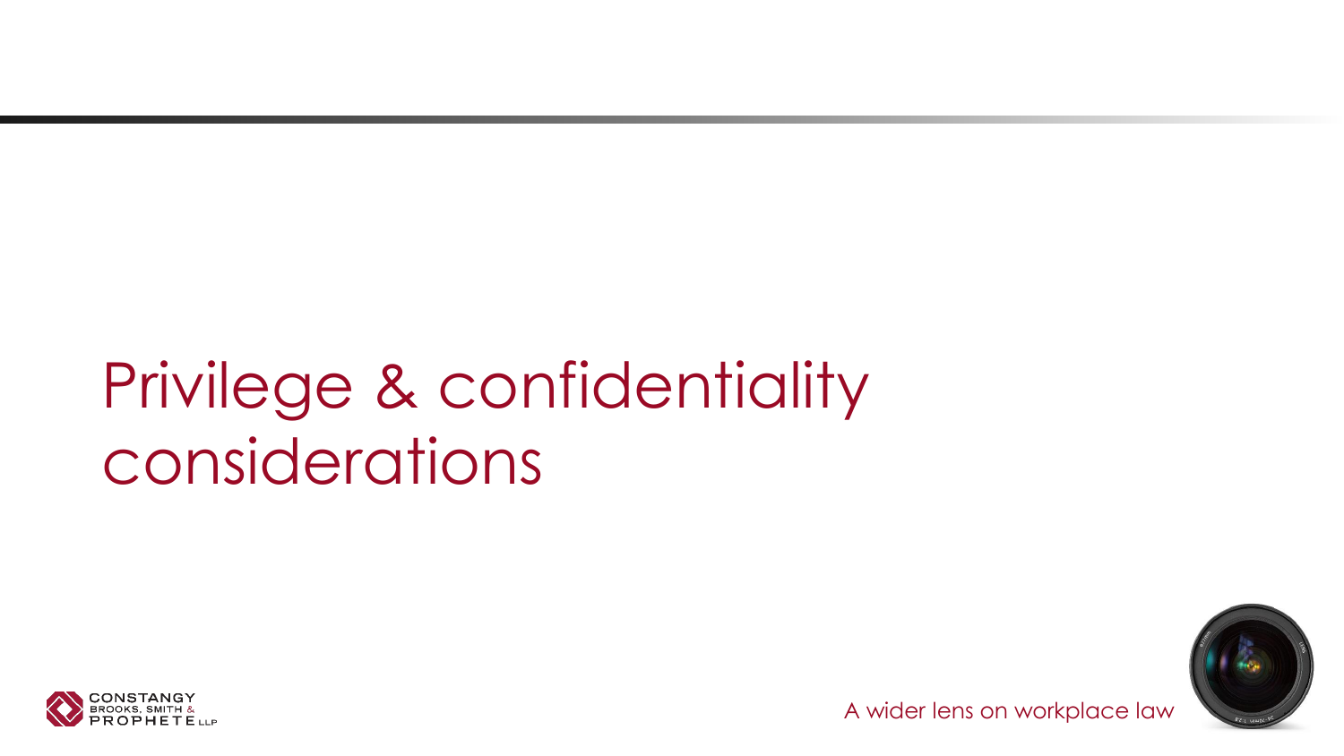# Privilege & confidentiality considerations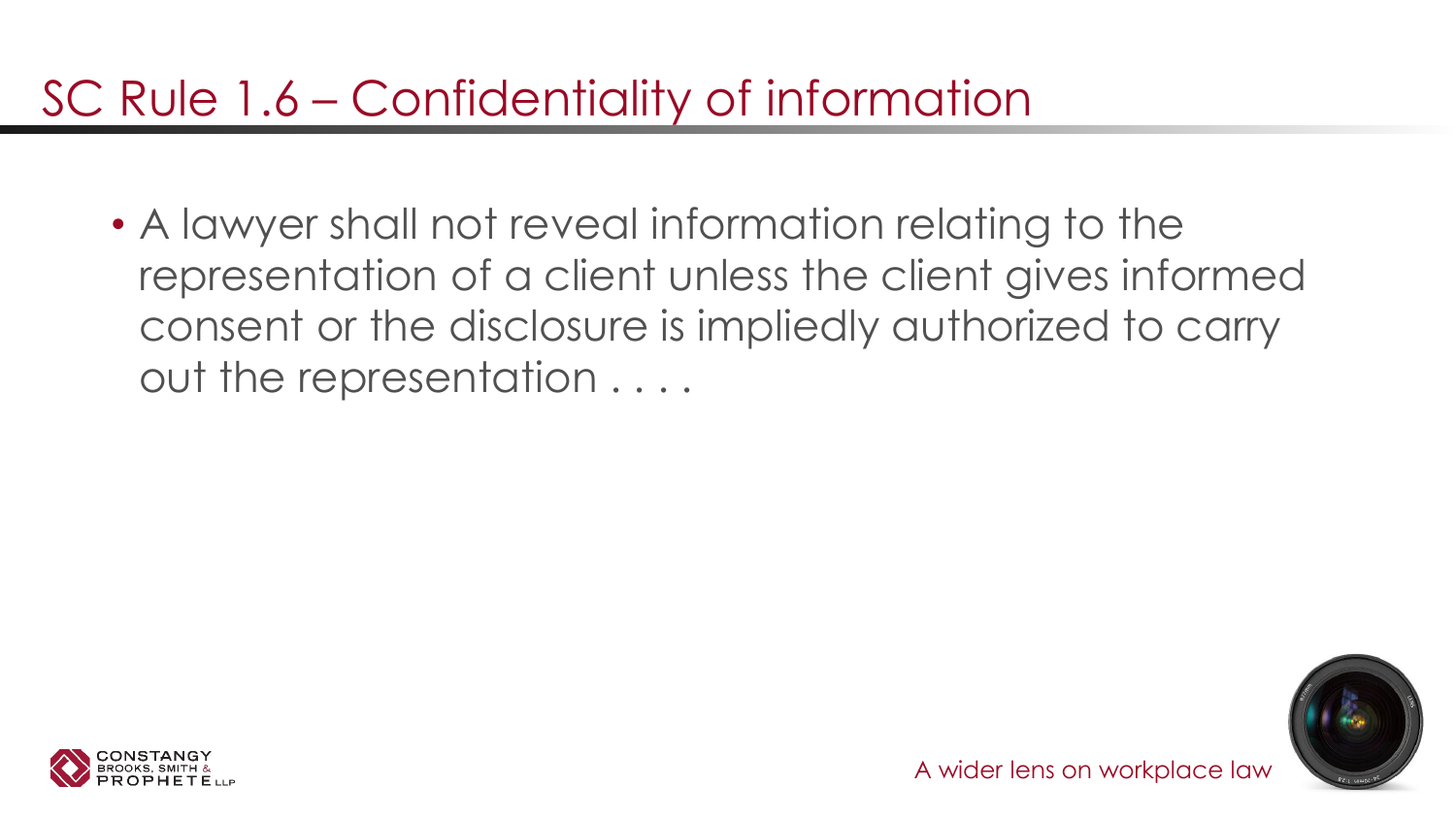# SC Rule 1.6 – Confidentiality of information

- A lawyer shall not reveal information relating to the representation of a client unless the client gives informed consent or the disclosure is impliedly authorized to carry out the representation . . . .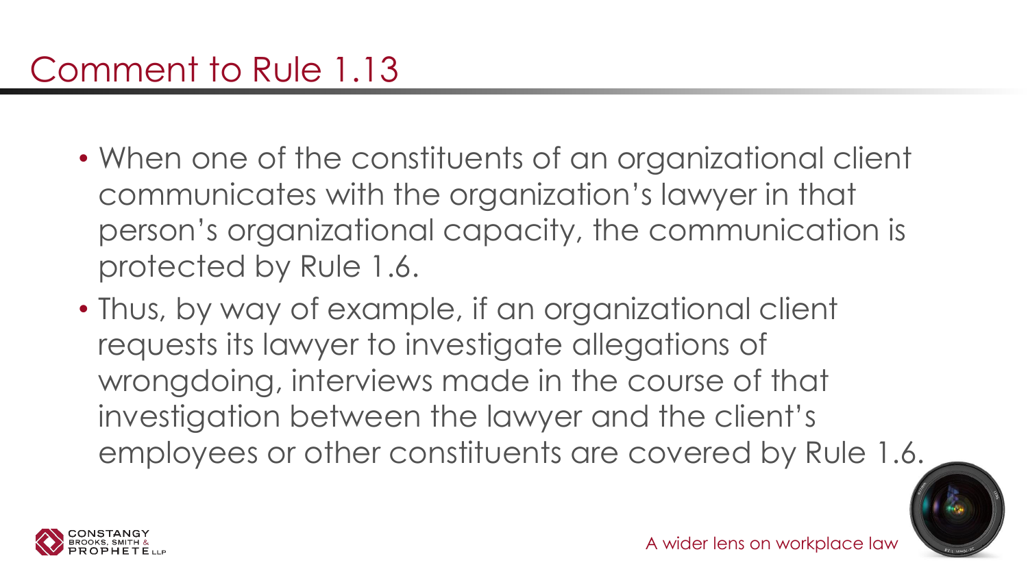# Comment to Rule 1.13

- When one of the constituents of an organizational client communicates with the organization's lawyer in that person's organizational capacity, the communication is protected by Rule 1.6.
- Thus, by way of example, if an organizational client requests its lawyer to investigate allegations of wrongdoing, interviews made in the course of that investigation between the lawyer and the client's employees or other constituents are covered by Rule 1.6.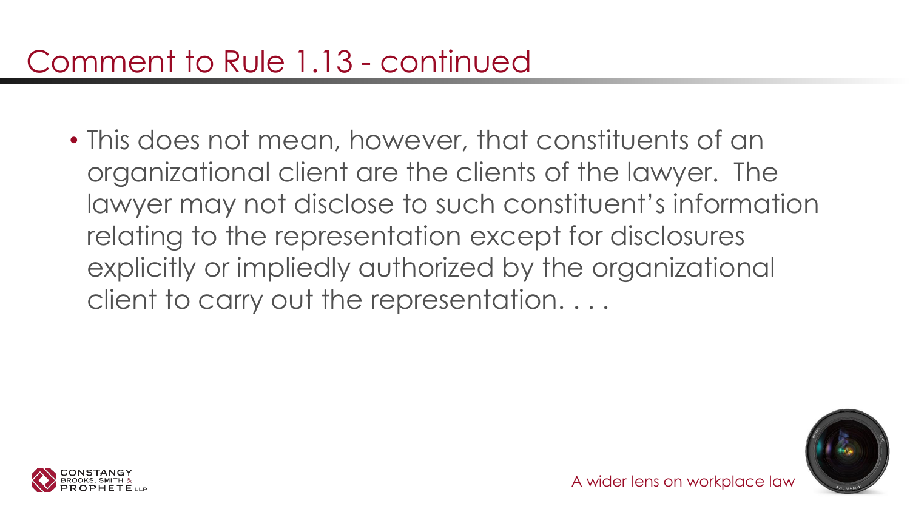# Comment to Rule 1.13 - continued

- This does not mean, however, that constituents of an organizational client are the clients of the lawyer. The lawyer may not disclose to such constituent's information relating to the representation except for disclosures explicitly or impliedly authorized by the organizational client to carry out the representation. . . .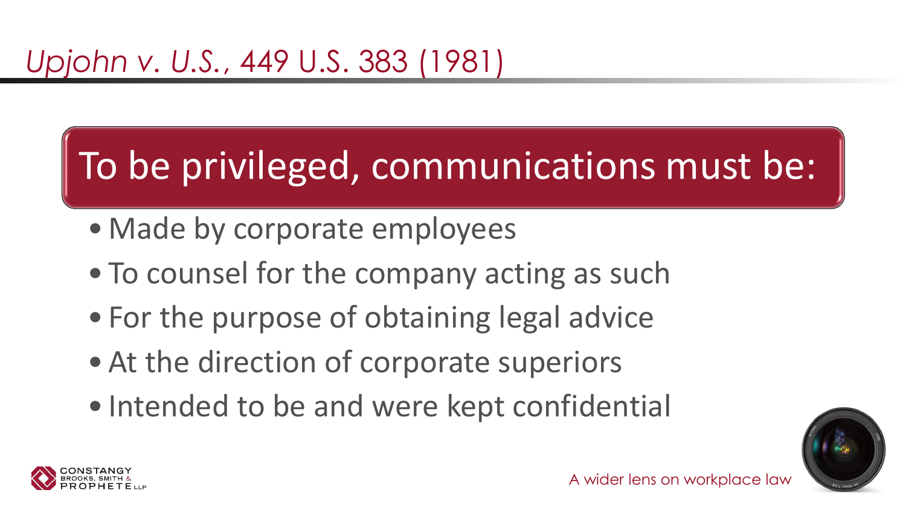# *Upjohn v. U.S.*, 449 U.S. 383 (1981)

## To be privileged, communications must be:

- Made by corporate employees
- To counsel for the company acting as such
- For the purpose of obtaining legal advice
- At the direction of corporate superiors
- Intended to be and were kept confidential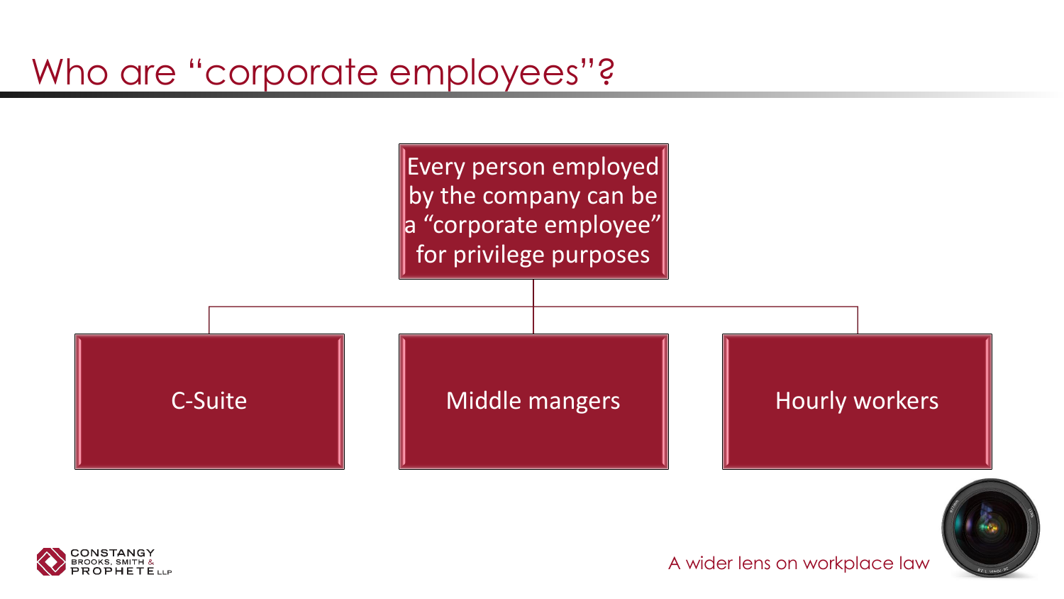# Who are "corporate employees"?

Every person employed by the company can be a "corporate employee" for privilege purposes

- C-Suite
- Middle mangers
- Hourly workers

A wider lens on workplace law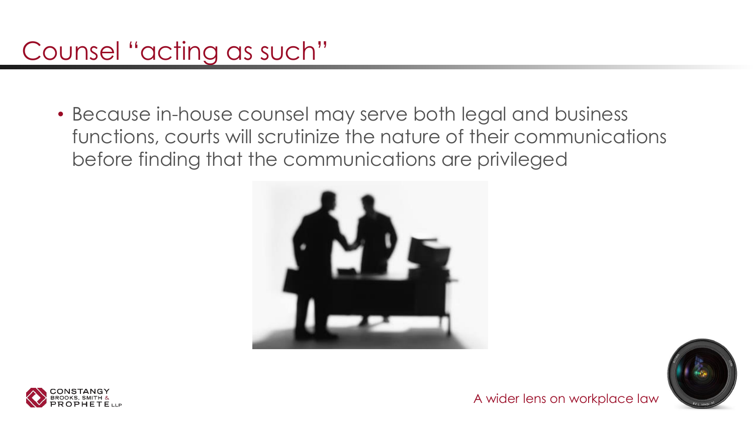# Counsel "acting as such"

- Because in-house counsel may serve both legal and business functions, courts will scrutinize the nature of their communications before finding that the communications are privileged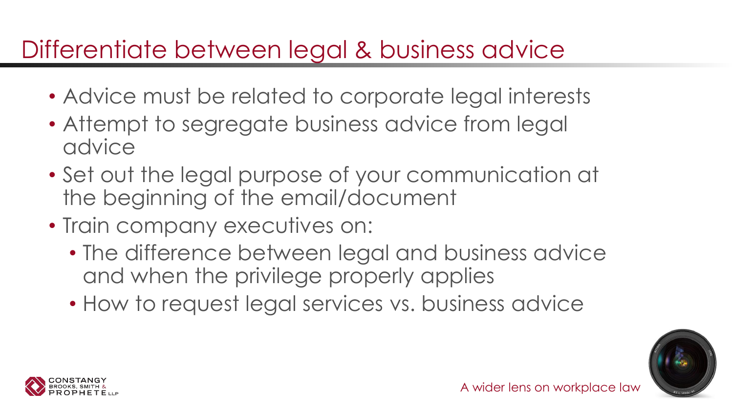# Differentiate between legal & business advice

- Advice must be related to corporate legal interests
- Attempt to segregate business advice from legal advice
- Set out the legal purpose of your communication at the beginning of the email/document
- Train company executives on:
  - The difference between legal and business advice and when the privilege properly applies
  - How to request legal services vs. business advice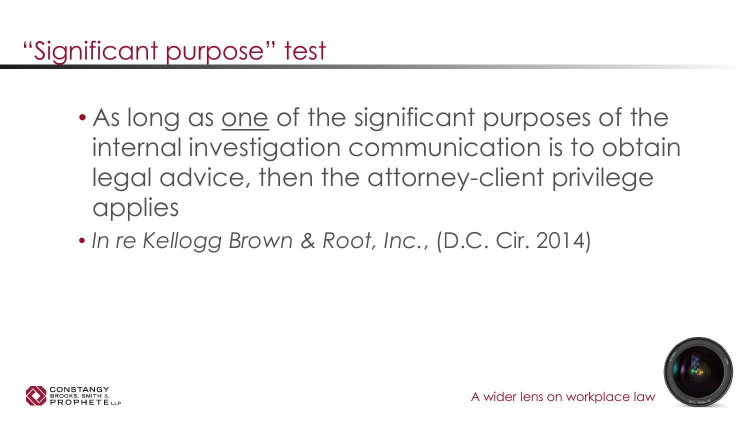# "Significant purpose" test

- As long as <u>one</u> of the significant purposes of the internal investigation communication is to obtain legal advice, then the attorney-client privilege applies
- *In re Kellogg Brown & Root, Inc.*, (D.C. Cir. 2014)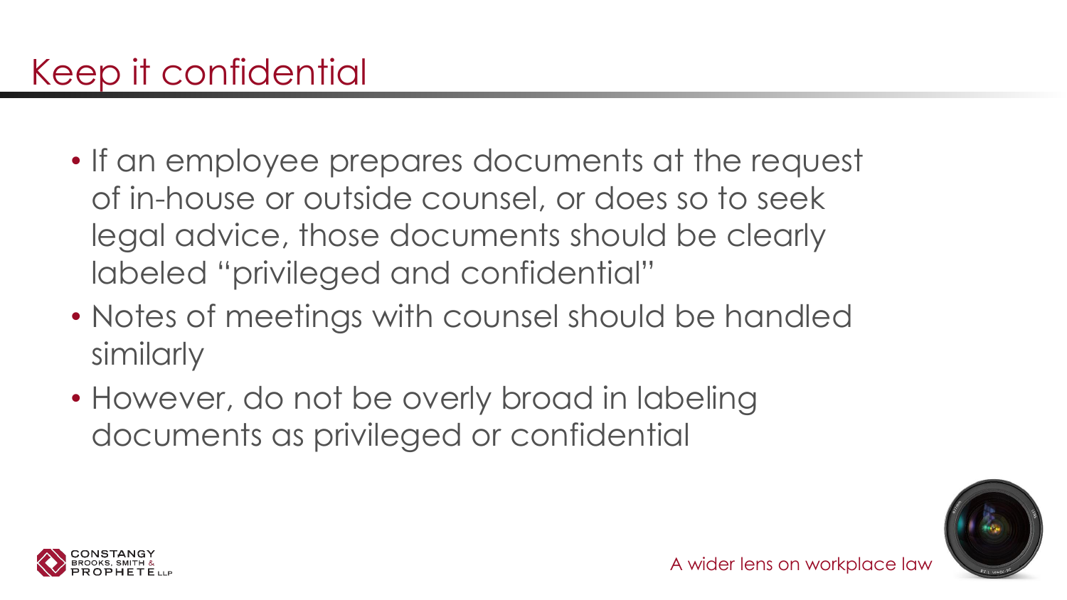# Keep it confidential

- If an employee prepares documents at the request of in-house or outside counsel, or does so to seek legal advice, those documents should be clearly labeled "privileged and confidential"
- Notes of meetings with counsel should be handled similarly
- However, do not be overly broad in labeling documents as privileged or confidential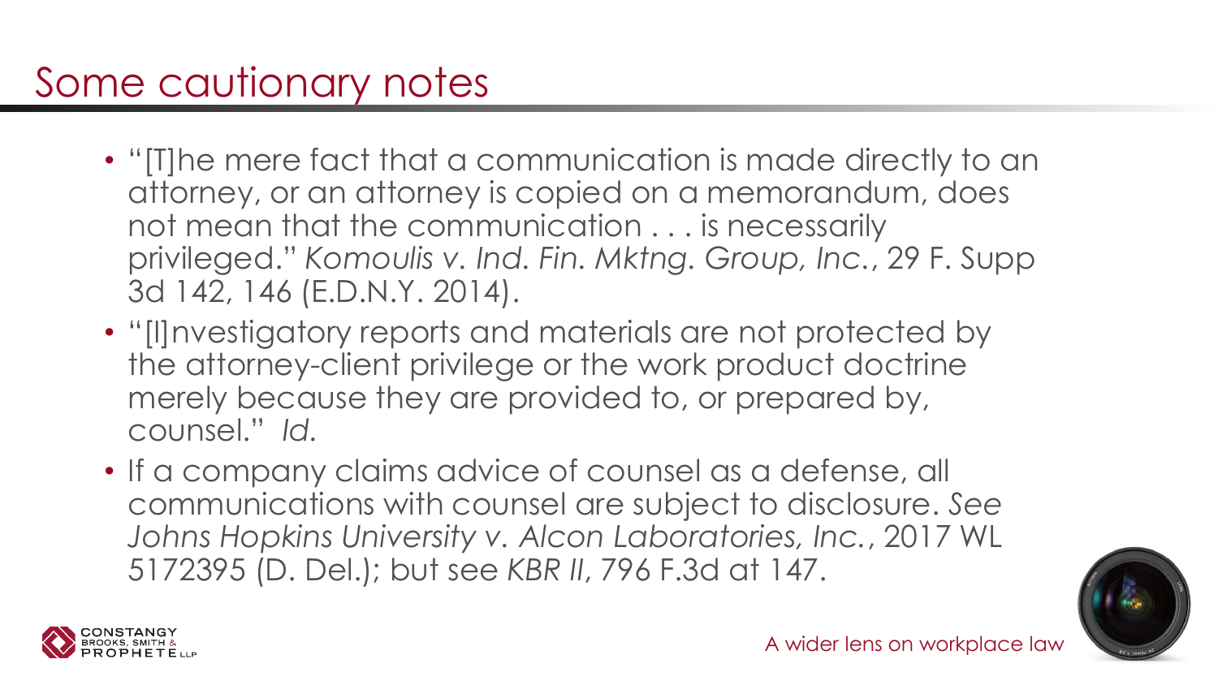# Some cautionary notes

- "[T]he mere fact that a communication is made directly to an attorney, or an attorney is copied on a memorandum, does not mean that the communication . . . is necessarily privileged." *Komoulis v. Ind. Fin. Mktng. Group, Inc.*, 29 F. Supp 3d 142, 146 (E.D.N.Y. 2014).
- "[I]nvestigatory reports and materials are not protected by the attorney-client privilege or the work product doctrine merely because they are provided to, or prepared by, counsel." *Id.*
- If a company claims advice of counsel as a defense, all communications with counsel are subject to disclosure. *See Johns Hopkins University v. Alcon Laboratories, Inc.*, 2017 WL 5172395 (D. Del.); but see *KBR II*, 796 F.3d at 147.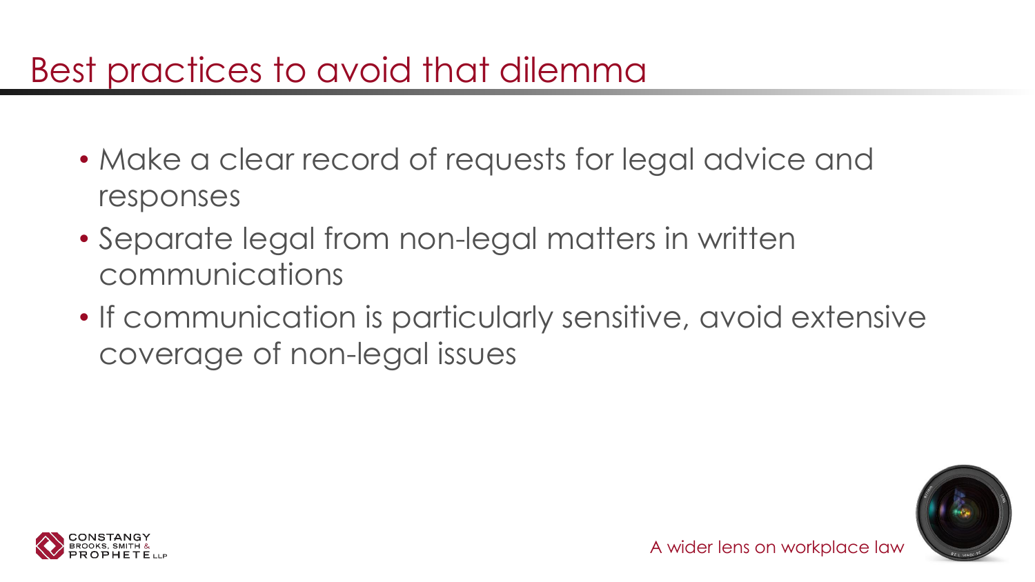# Best practices to avoid that dilemma

- Make a clear record of requests for legal advice and responses
- Separate legal from non-legal matters in written communications
- If communication is particularly sensitive, avoid extensive coverage of non-legal issues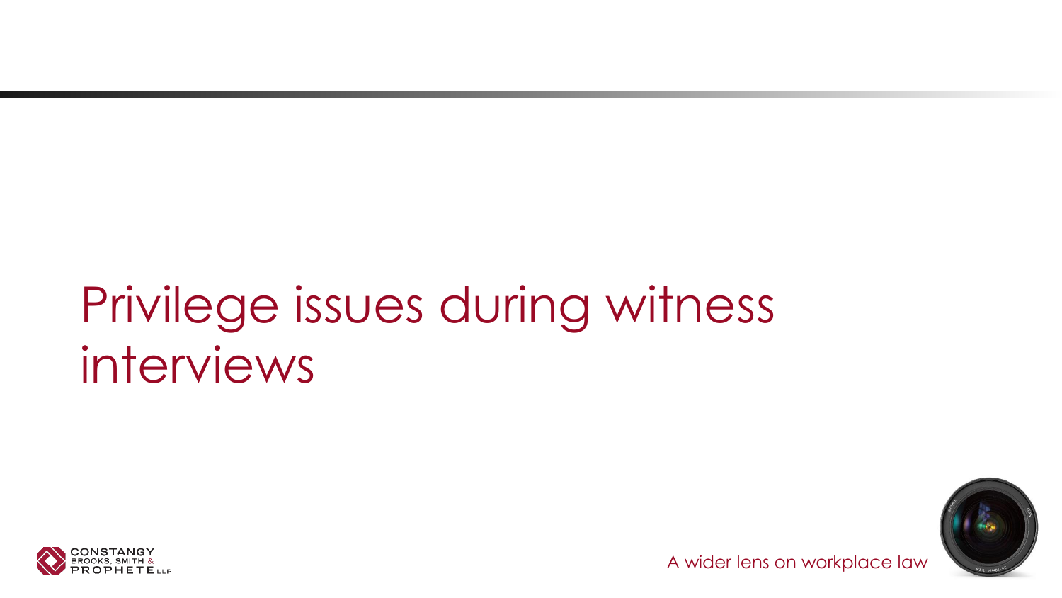# Privilege issues during witness interviews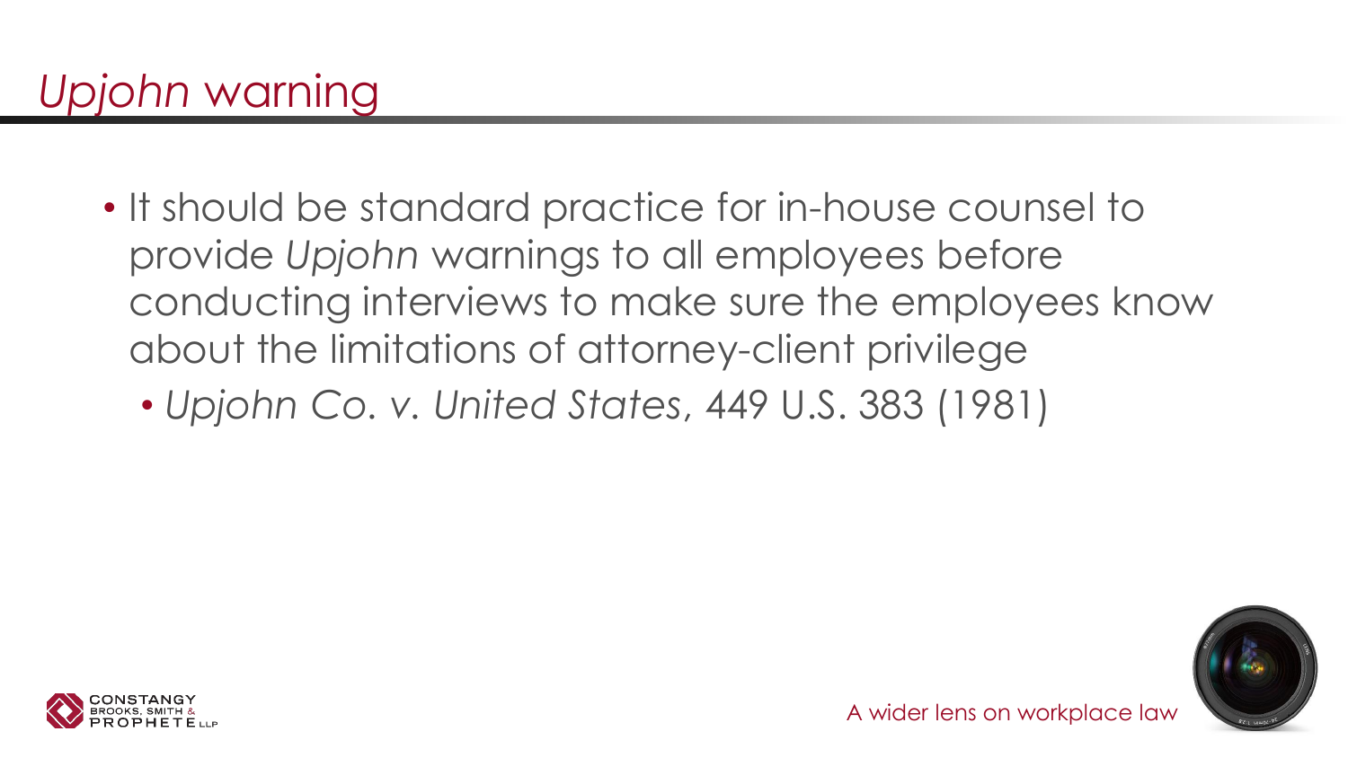# *Upjohn* warning

- It should be standard practice for in-house counsel to provide *Upjohn* warnings to all employees before conducting interviews to make sure the employees know about the limitations of attorney-client privilege
  - *Upjohn Co. v. United States*, 449 U.S. 383 (1981)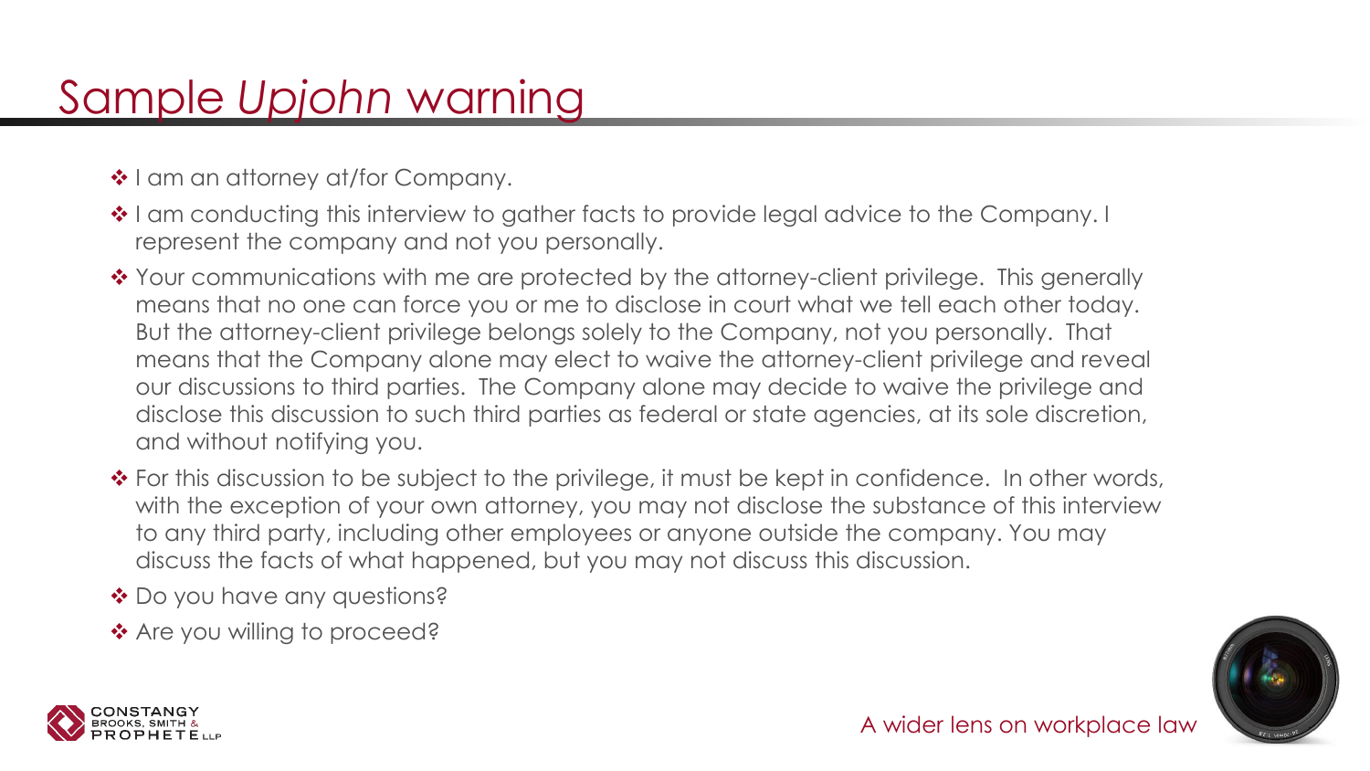# Sample *Upjohn* warning

- I am an attorney at/for Company.
- I am conducting this interview to gather facts to provide legal advice to the Company. I represent the company and not you personally.
- Your communications with me are protected by the attorney-client privilege. This generally means that no one can force you or me to disclose in court what we tell each other today. But the attorney-client privilege belongs solely to the Company, not you personally. That means that the Company alone may elect to waive the attorney-client privilege and reveal our discussions to third parties. The Company alone may decide to waive the privilege and disclose this discussion to such third parties as federal or state agencies, at its sole discretion, and without notifying you.
- For this discussion to be subject to the privilege, it must be kept in confidence. In other words, with the exception of your own attorney, you may not disclose the substance of this interview to any third party, including other employees or anyone outside the company. You may discuss the facts of what happened, but you may not discuss this discussion.
- Do you have any questions?
- Are you willing to proceed?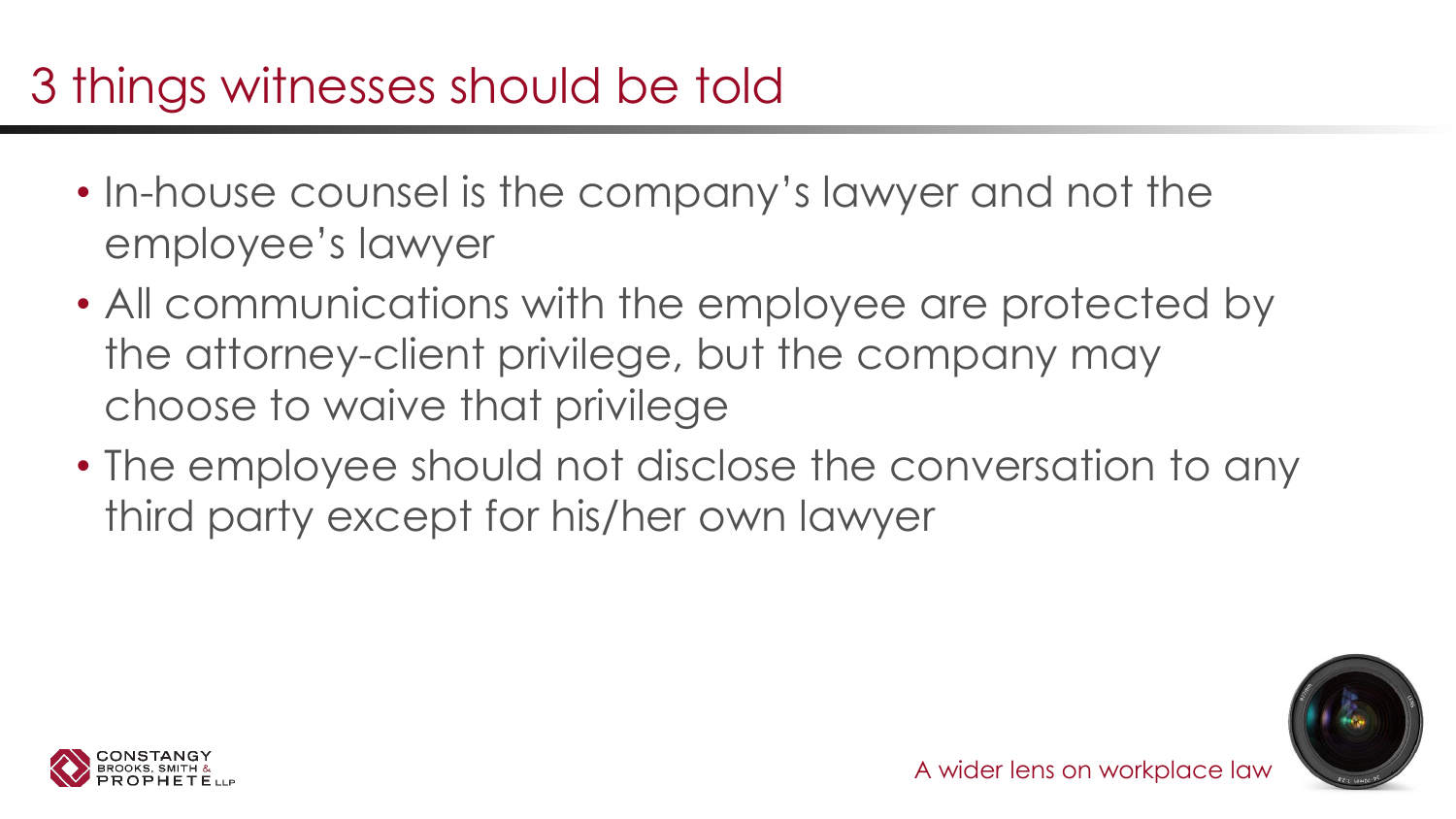# 3 things witnesses should be told

- In-house counsel is the company's lawyer and not the employee's lawyer
- All communications with the employee are protected by the attorney-client privilege, but the company may choose to waive that privilege
- The employee should not disclose the conversation to any third party except for his/her own lawyer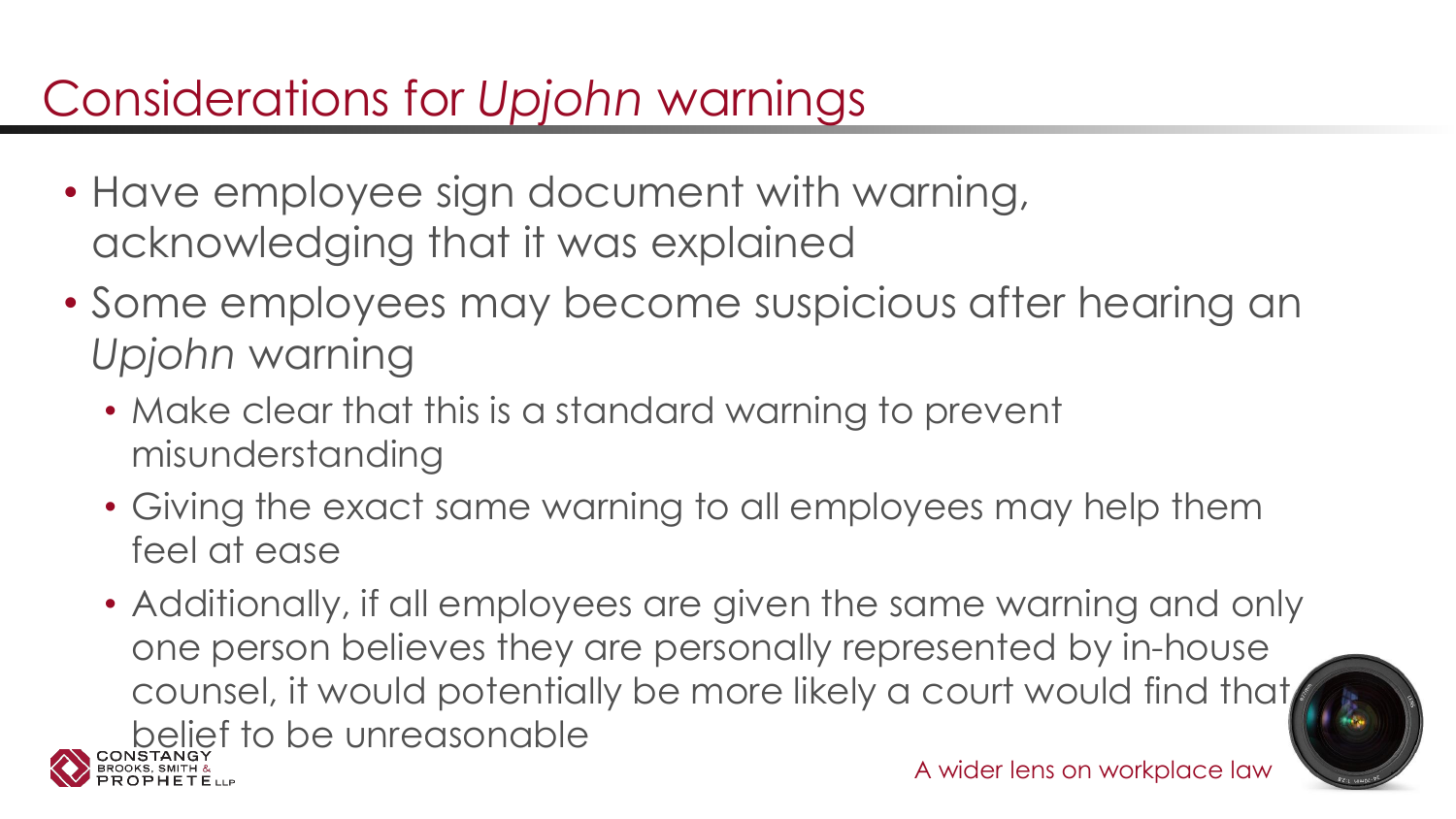# Considerations for *Upjohn* warnings

- Have employee sign document with warning, acknowledging that it was explained
- Some employees may become suspicious after hearing an *Upjohn* warning
  - Make clear that this is a standard warning to prevent misunderstanding
  - Giving the exact same warning to all employees may help them feel at ease
  - Additionally, if all employees are given the same warning and only one person believes they are personally represented by in-house counsel, it would potentially be more likely a court would find that belief to be unreasonable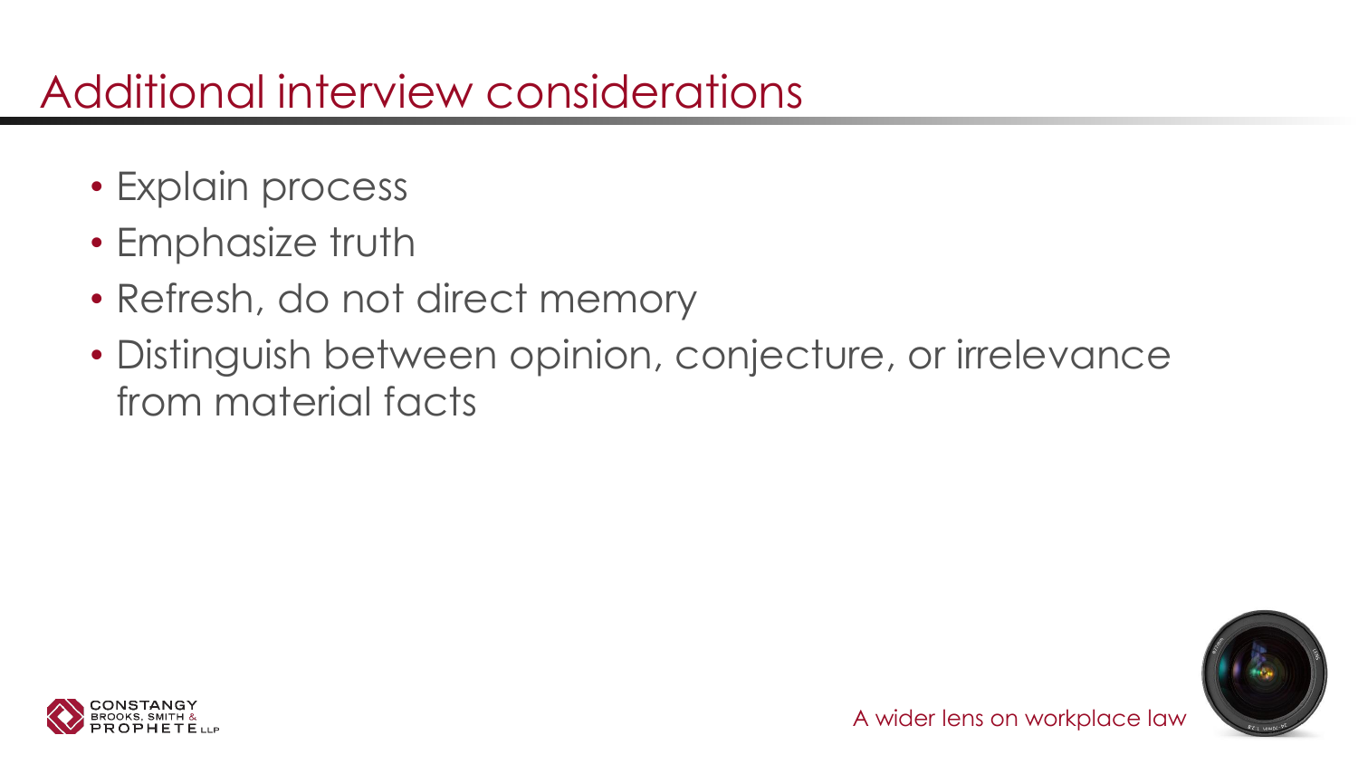# Additional interview considerations

- Explain process
- Emphasize truth
- Refresh, do not direct memory
- Distinguish between opinion, conjecture, or irrelevance from material facts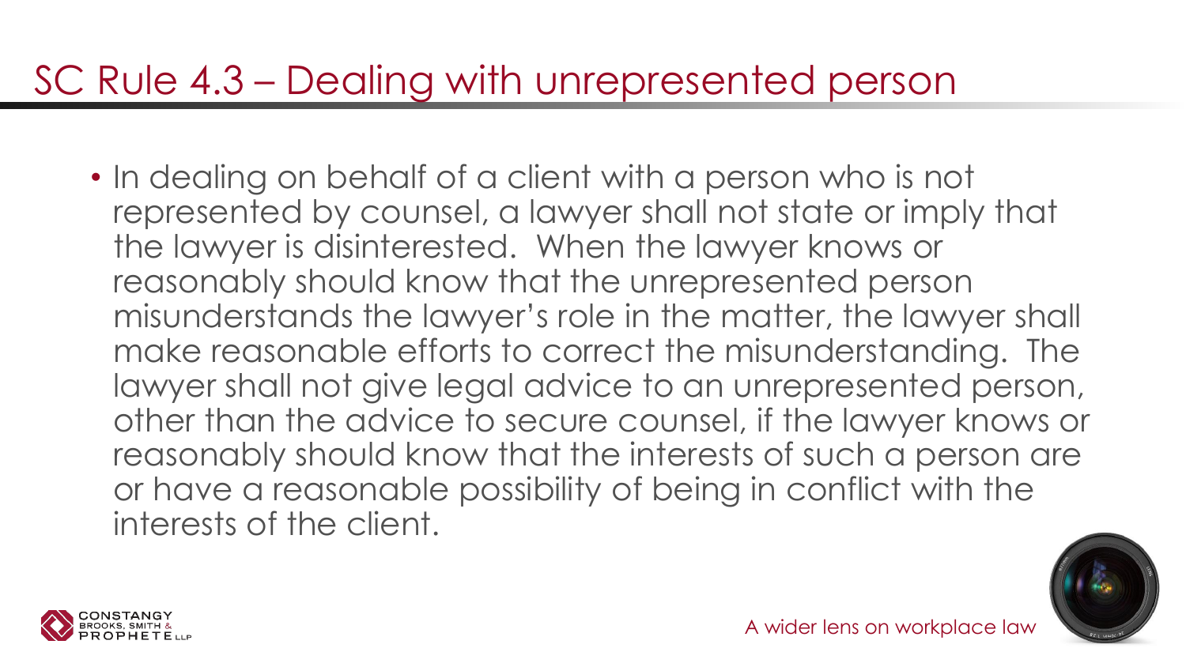# SC Rule 4.3 – Dealing with unrepresented person

- In dealing on behalf of a client with a person who is not represented by counsel, a lawyer shall not state or imply that the lawyer is disinterested. When the lawyer knows or reasonably should know that the unrepresented person misunderstands the lawyer's role in the matter, the lawyer shall make reasonable efforts to correct the misunderstanding. The lawyer shall not give legal advice to an unrepresented person, other than the advice to secure counsel, if the lawyer knows or reasonably should know that the interests of such a person are or have a reasonable possibility of being in conflict with the interests of the client.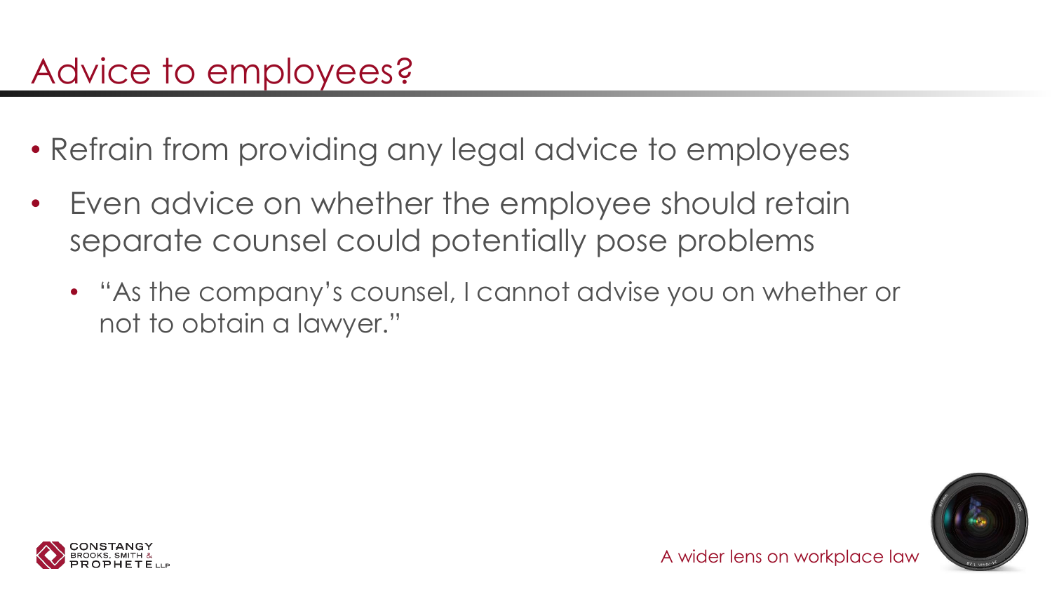# Advice to employees?

- Refrain from providing any legal advice to employees
- Even advice on whether the employee should retain separate counsel could potentially pose problems
  - "As the company's counsel, I cannot advise you on whether or not to obtain a lawyer."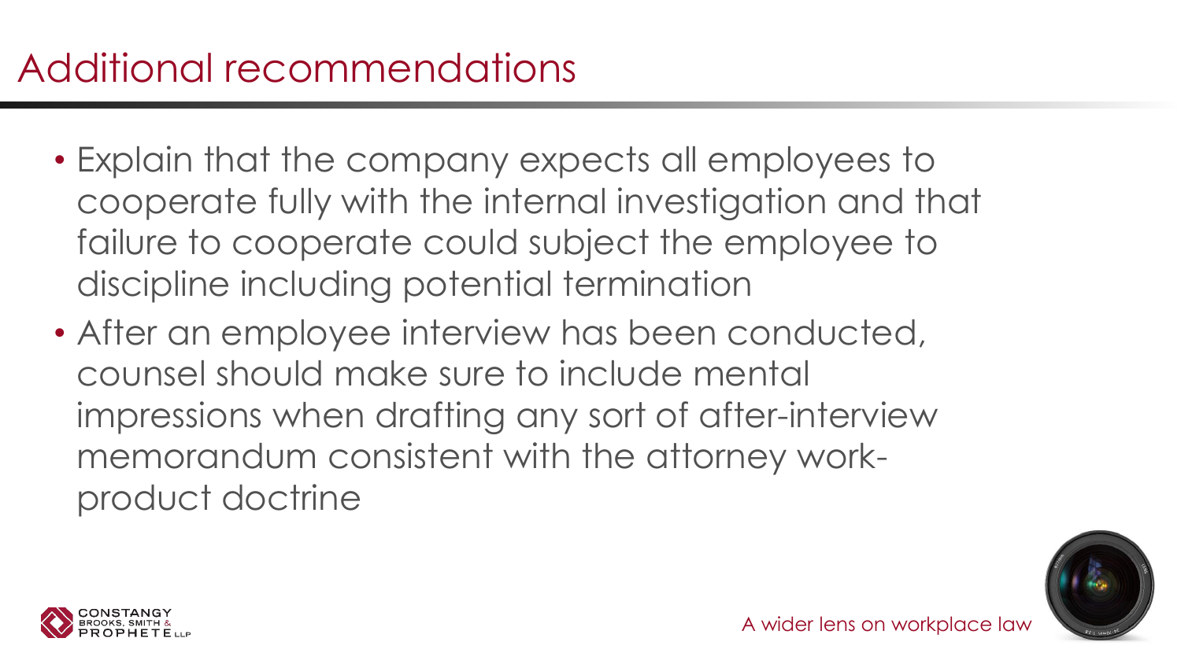# Additional recommendations

- Explain that the company expects all employees to cooperate fully with the internal investigation and that failure to cooperate could subject the employee to discipline including potential termination
- After an employee interview has been conducted, counsel should make sure to include mental impressions when drafting any sort of after-interview memorandum consistent with the attorney work-product doctrine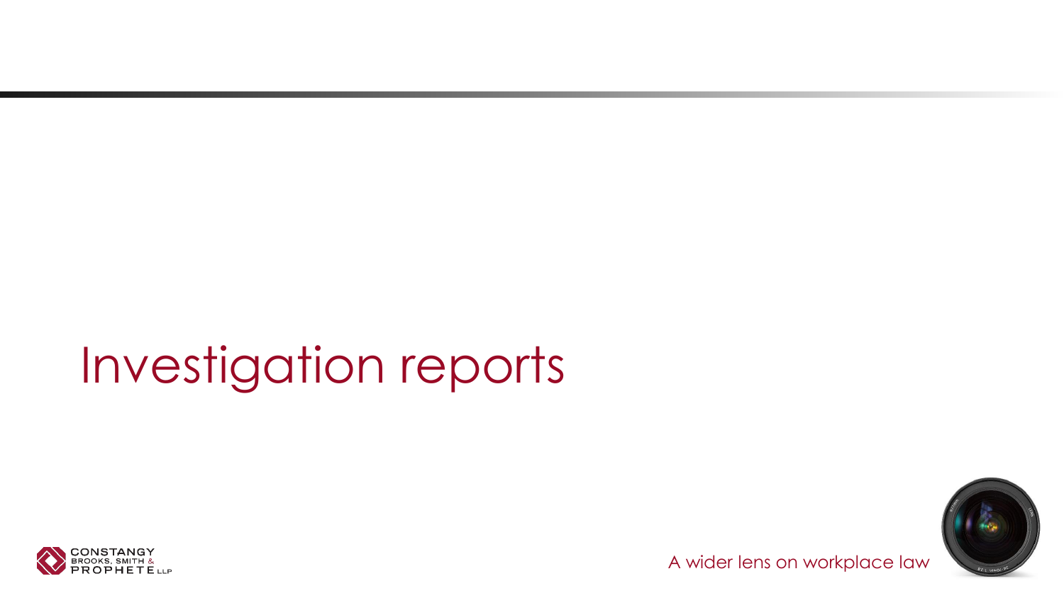# Investigation reports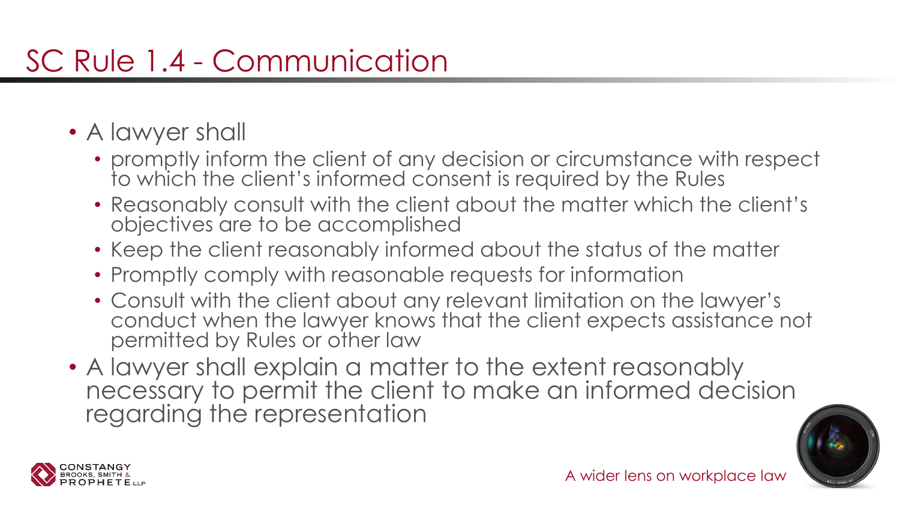# SC Rule 1.4 - Communication

- A lawyer shall
  - promptly inform the client of any decision or circumstance with respect to which the client's informed consent is required by the Rules
  - Reasonably consult with the client about the matter which the client's objectives are to be accomplished
  - Keep the client reasonably informed about the status of the matter
  - Promptly comply with reasonable requests for information
  - Consult with the client about any relevant limitation on the lawyer's conduct when the lawyer knows that the client expects assistance not permitted by Rules or other law
- A lawyer shall explain a matter to the extent reasonably necessary to permit the client to make an informed decision regarding the representation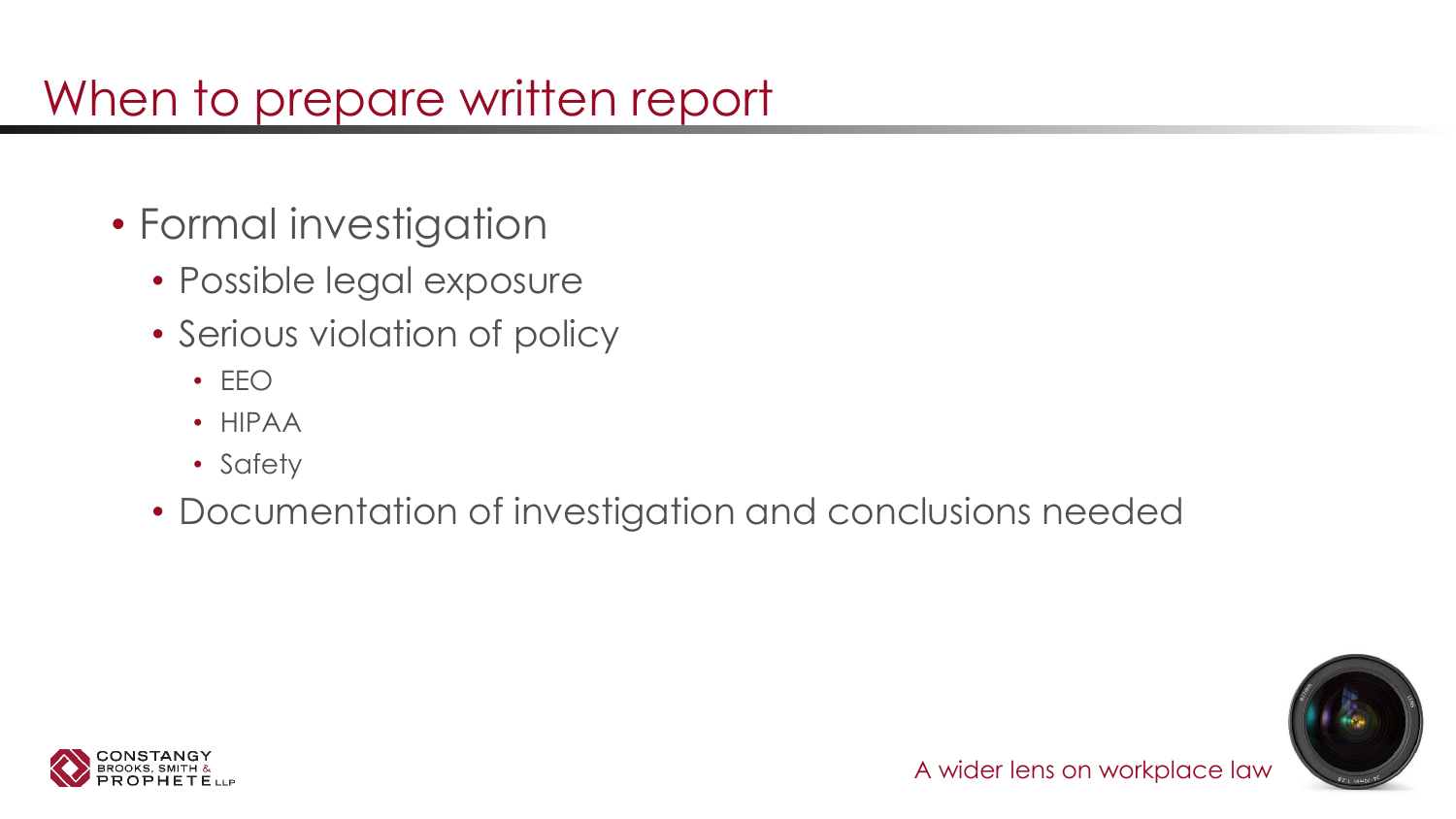# When to prepare written report

- Formal investigation
  - Possible legal exposure
  - Serious violation of policy
    - EEO
    - HIPAA
    - Safety
  - Documentation of investigation and conclusions needed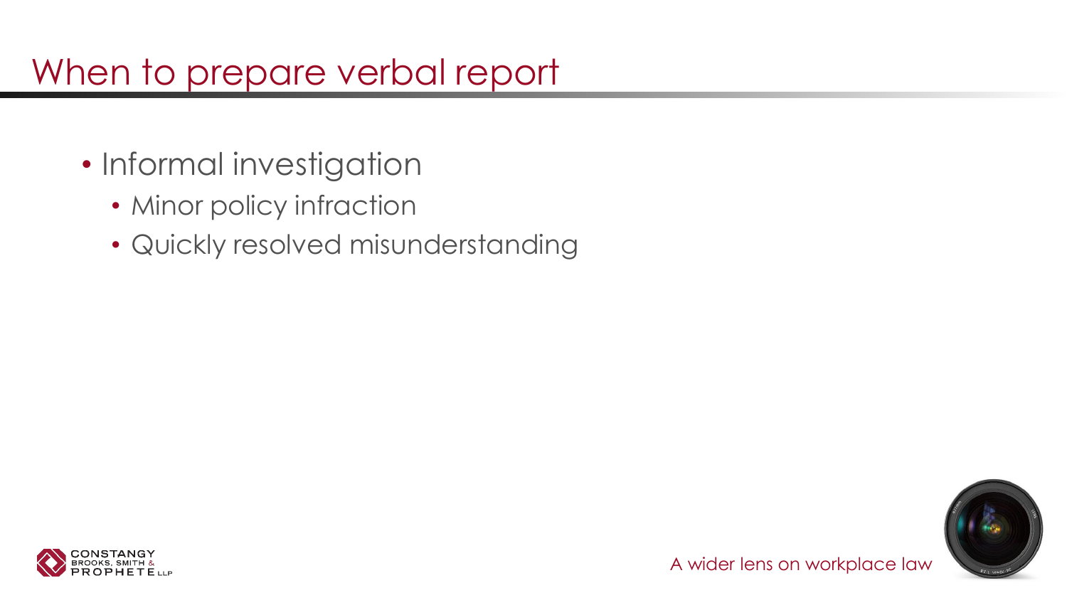# When to prepare verbal report

- Informal investigation
  - Minor policy infraction
  - Quickly resolved misunderstanding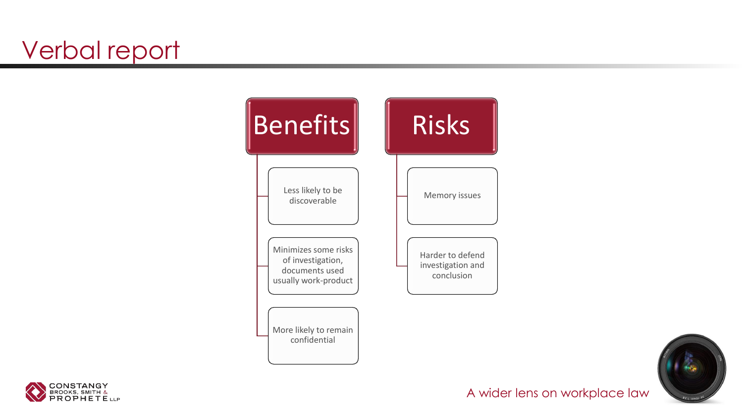# Verbal report

## Benefits

- Less likely to be discoverable
- Minimizes some risks of investigation, documents used usually work-product
- More likely to remain confidential

## Risks

- Memory issues
- Harder to defend investigation and conclusion

A wider lens on workplace law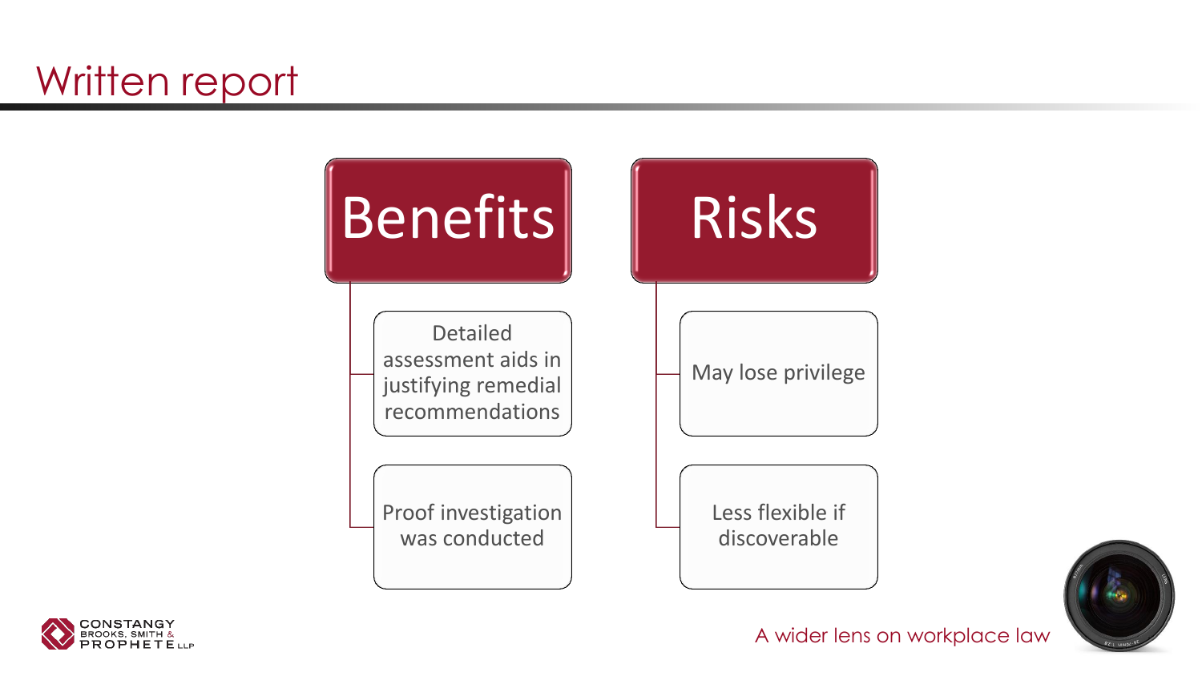# Written report

## Benefits

- Detailed assessment aids in justifying remedial recommendations
- Proof investigation was conducted

## Risks

- May lose privilege
- Less flexible if discoverable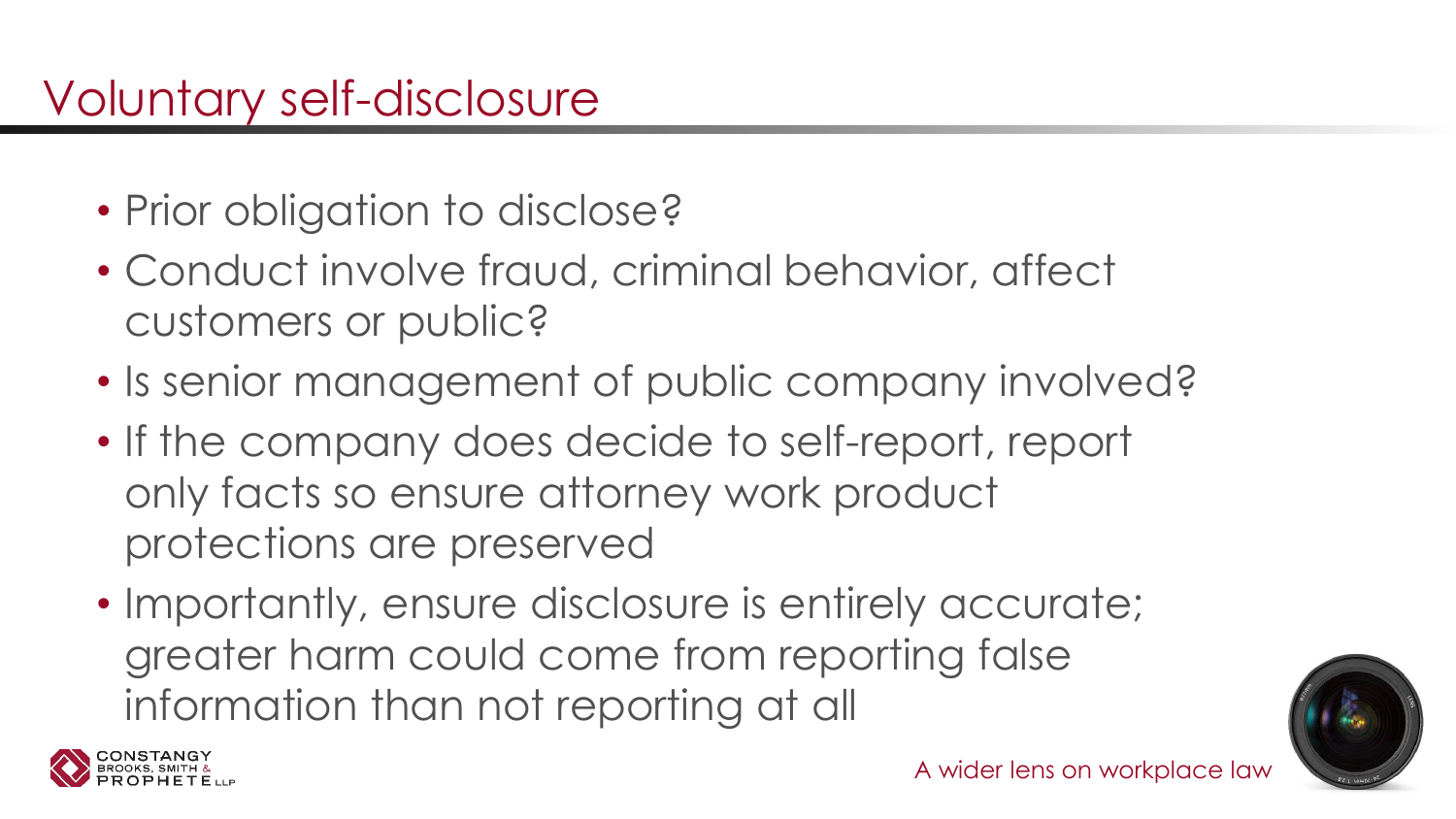# Voluntary self-disclosure

- Prior obligation to disclose?
- Conduct involve fraud, criminal behavior, affect customers or public?
- Is senior management of public company involved?
- If the company does decide to self-report, report only facts so ensure attorney work product protections are preserved
- Importantly, ensure disclosure is entirely accurate; greater harm could come from reporting false information than not reporting at all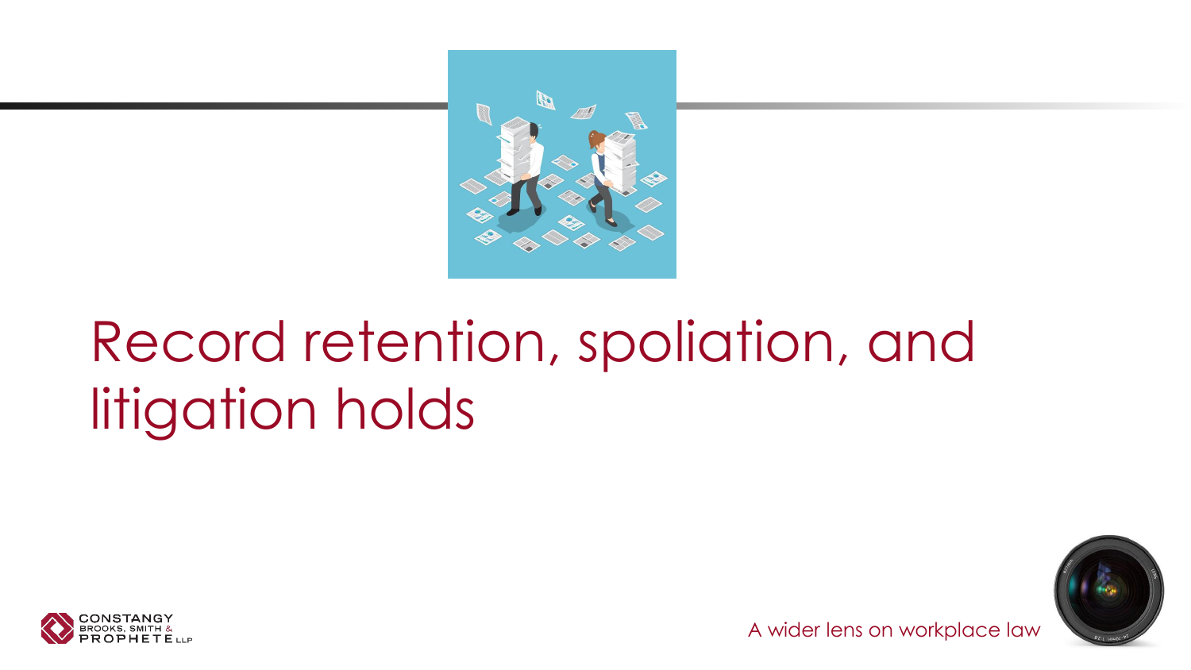# Record retention, spoliation, and litigation holds

A wider lens on workplace law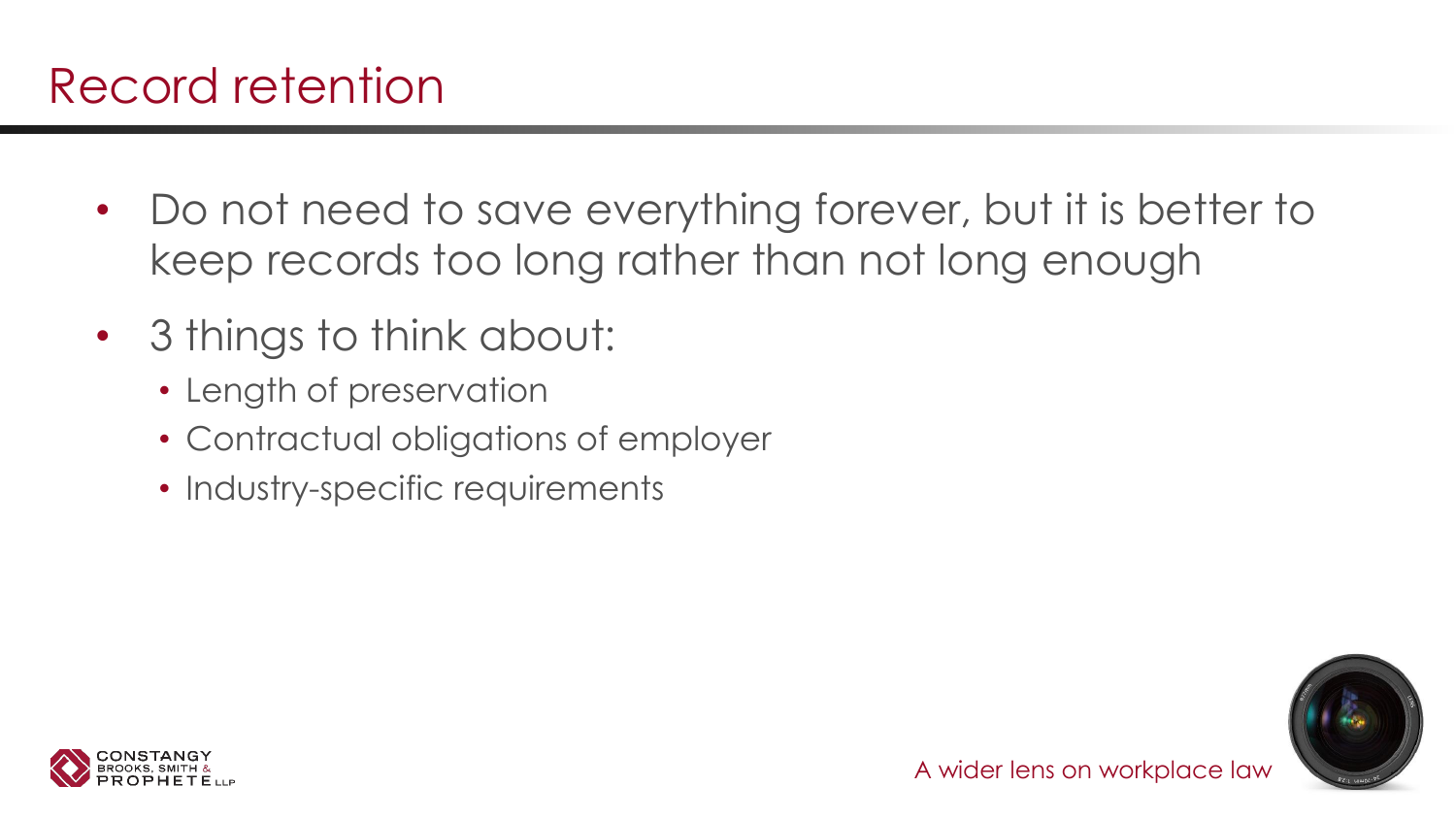# Record retention

- Do not need to save everything forever, but it is better to keep records too long rather than not long enough
- 3 things to think about:
  - Length of preservation
  - Contractual obligations of employer
  - Industry-specific requirements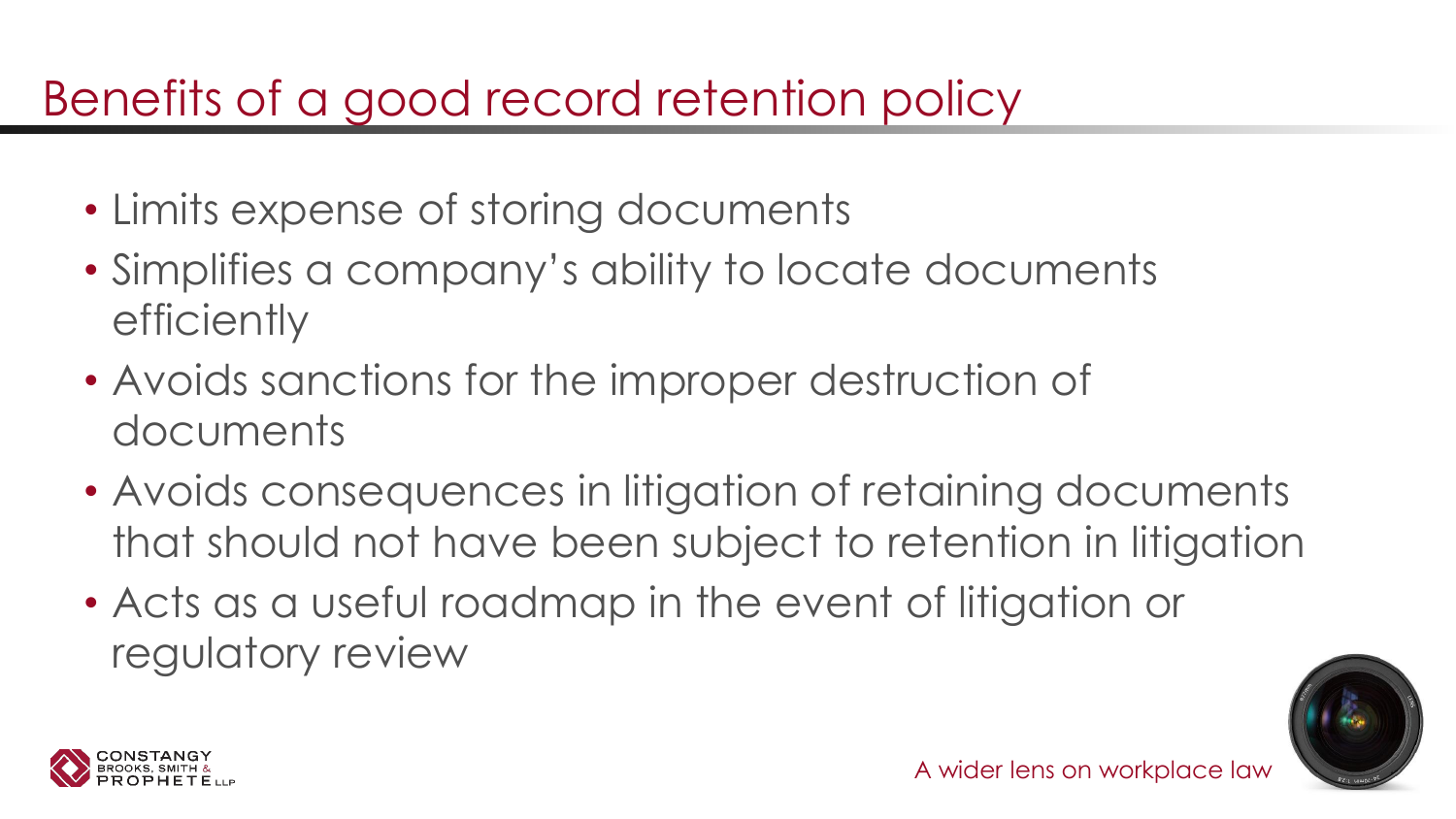# Benefits of a good record retention policy

- Limits expense of storing documents
- Simplifies a company's ability to locate documents efficiently
- Avoids sanctions for the improper destruction of documents
- Avoids consequences in litigation of retaining documents that should not have been subject to retention in litigation
- Acts as a useful roadmap in the event of litigation or regulatory review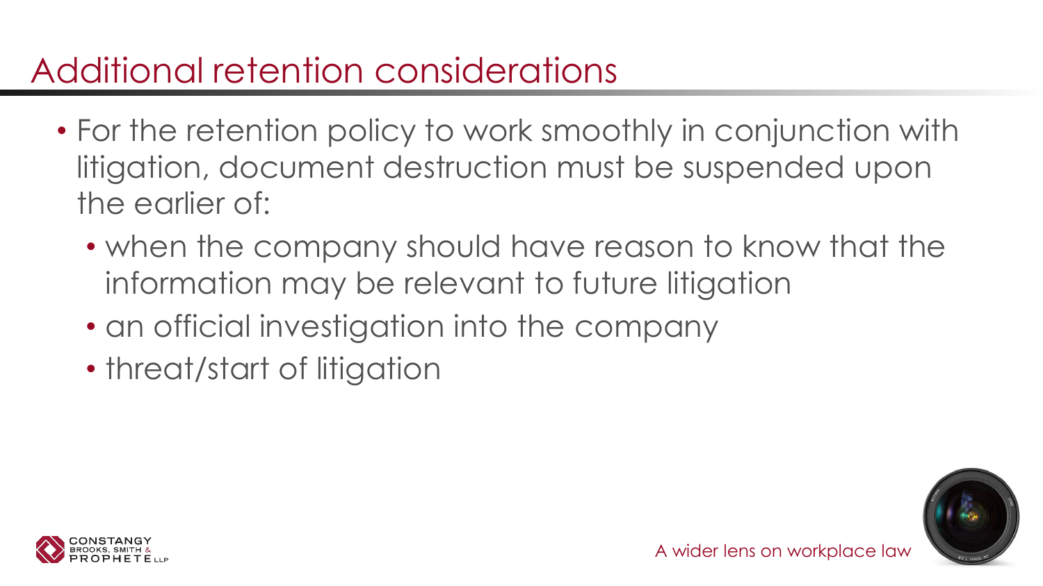# Additional retention considerations

- For the retention policy to work smoothly in conjunction with litigation, document destruction must be suspended upon the earlier of:
  - when the company should have reason to know that the information may be relevant to future litigation
  - an official investigation into the company
  - threat/start of litigation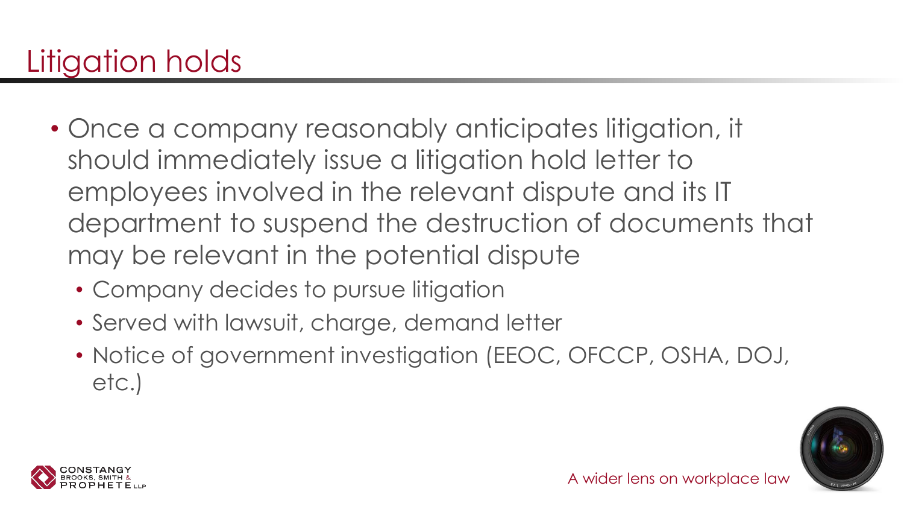# Litigation holds

- Once a company reasonably anticipates litigation, it should immediately issue a litigation hold letter to employees involved in the relevant dispute and its IT department to suspend the destruction of documents that may be relevant in the potential dispute
  - Company decides to pursue litigation
  - Served with lawsuit, charge, demand letter
  - Notice of government investigation (EEOC, OFCCP, OSHA, DOJ, etc.)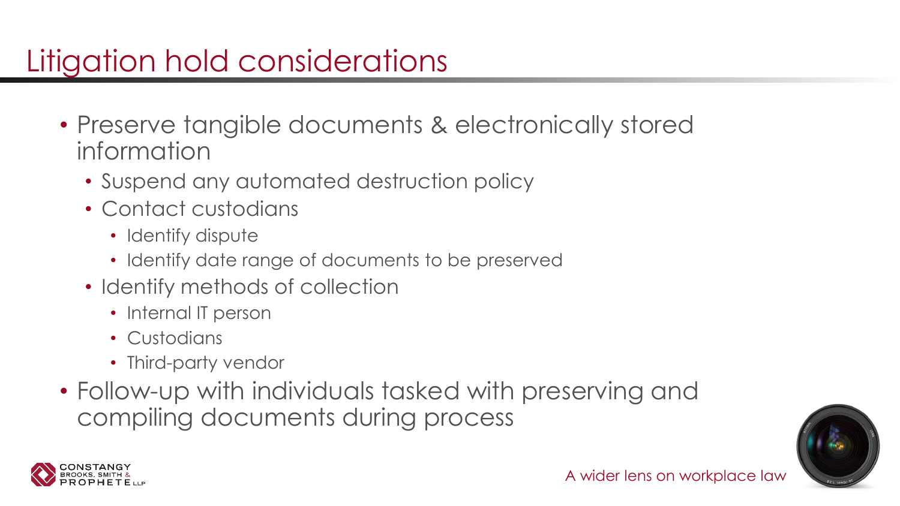# Litigation hold considerations

- Preserve tangible documents & electronically stored information
  - Suspend any automated destruction policy
  - Contact custodians
    - Identify dispute
    - Identify date range of documents to be preserved
  - Identify methods of collection
    - Internal IT person
    - Custodians
    - Third-party vendor
- Follow-up with individuals tasked with preserving and compiling documents during process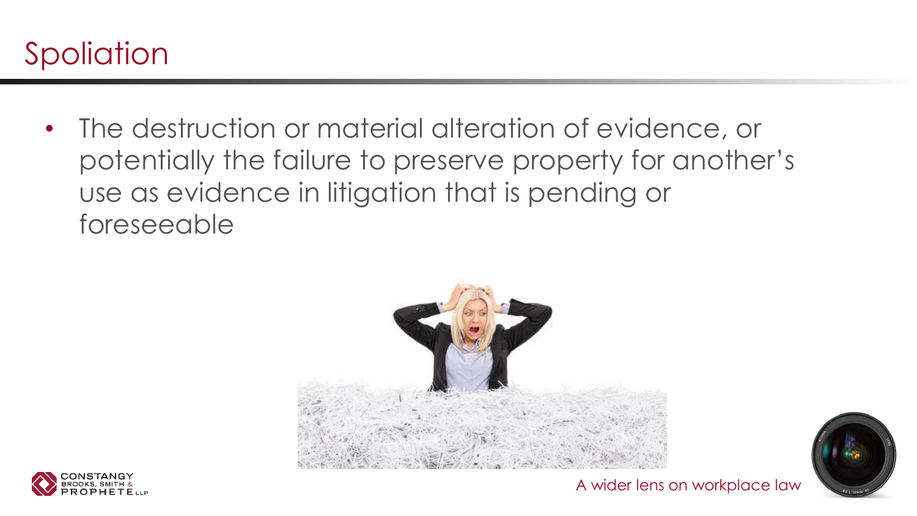# Spoliation

- The destruction or material alteration of evidence, or potentially the failure to preserve property for another's use as evidence in litigation that is pending or foreseeable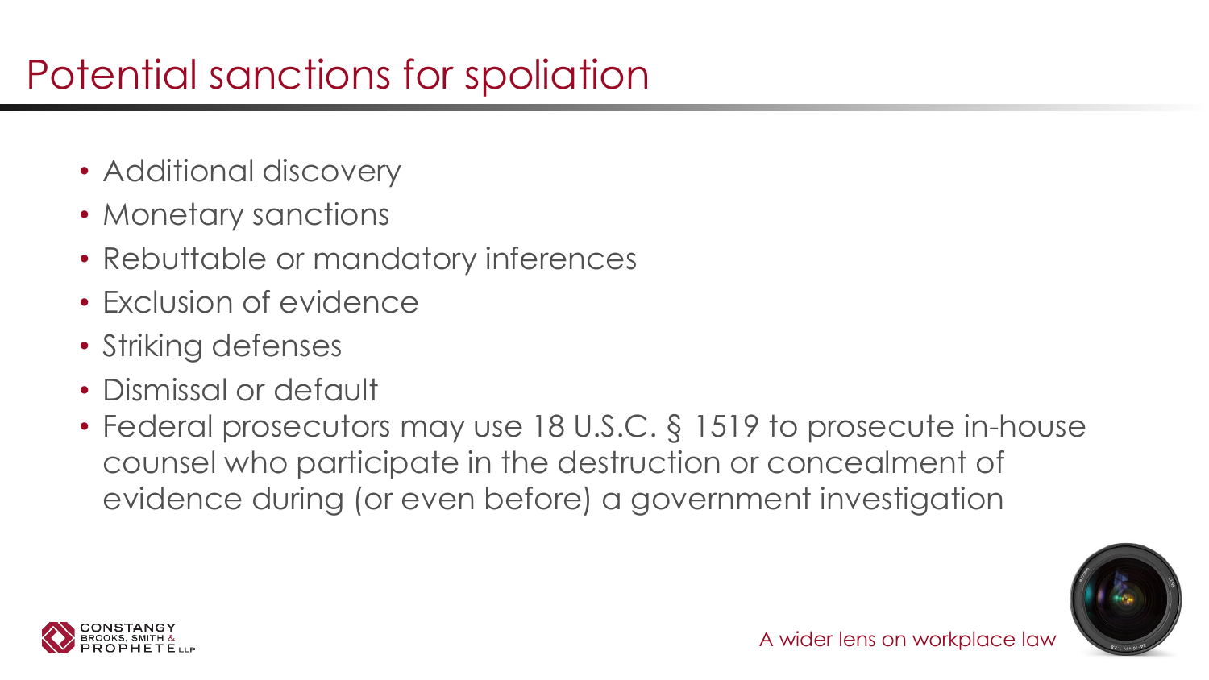# Potential sanctions for spoliation

- Additional discovery
- Monetary sanctions
- Rebuttable or mandatory inferences
- Exclusion of evidence
- Striking defenses
- Dismissal or default
- Federal prosecutors may use 18 U.S.C. § 1519 to prosecute in-house counsel who participate in the destruction or concealment of evidence during (or even before) a government investigation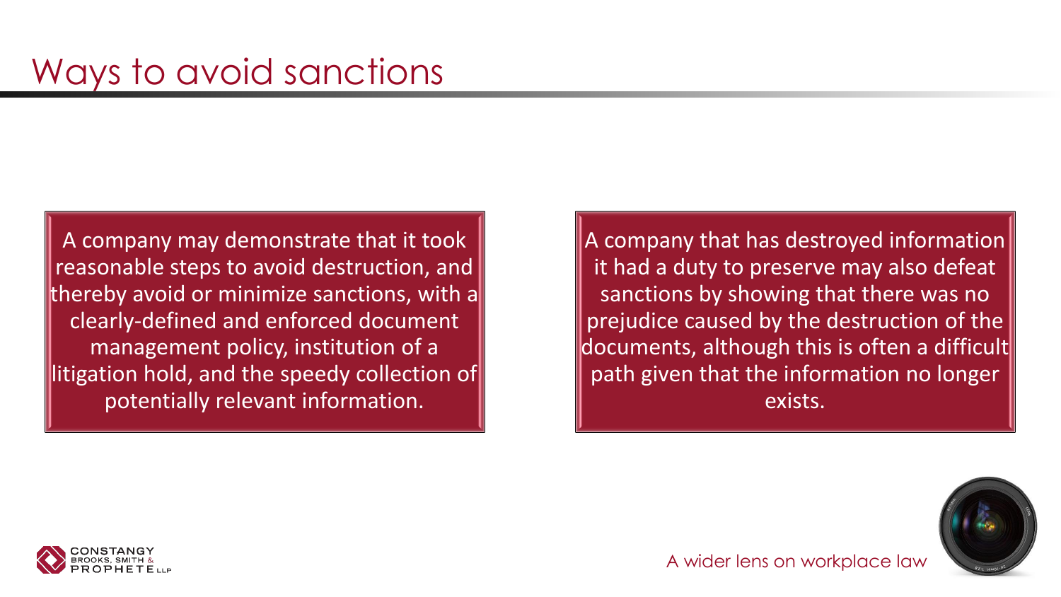# Ways to avoid sanctions

A company may demonstrate that it took reasonable steps to avoid destruction, and thereby avoid or minimize sanctions, with a clearly-defined and enforced document management policy, institution of a litigation hold, and the speedy collection of potentially relevant information.

A company that has destroyed information it had a duty to preserve may also defeat sanctions by showing that there was no prejudice caused by the destruction of the documents, although this is often a difficult path given that the information no longer exists.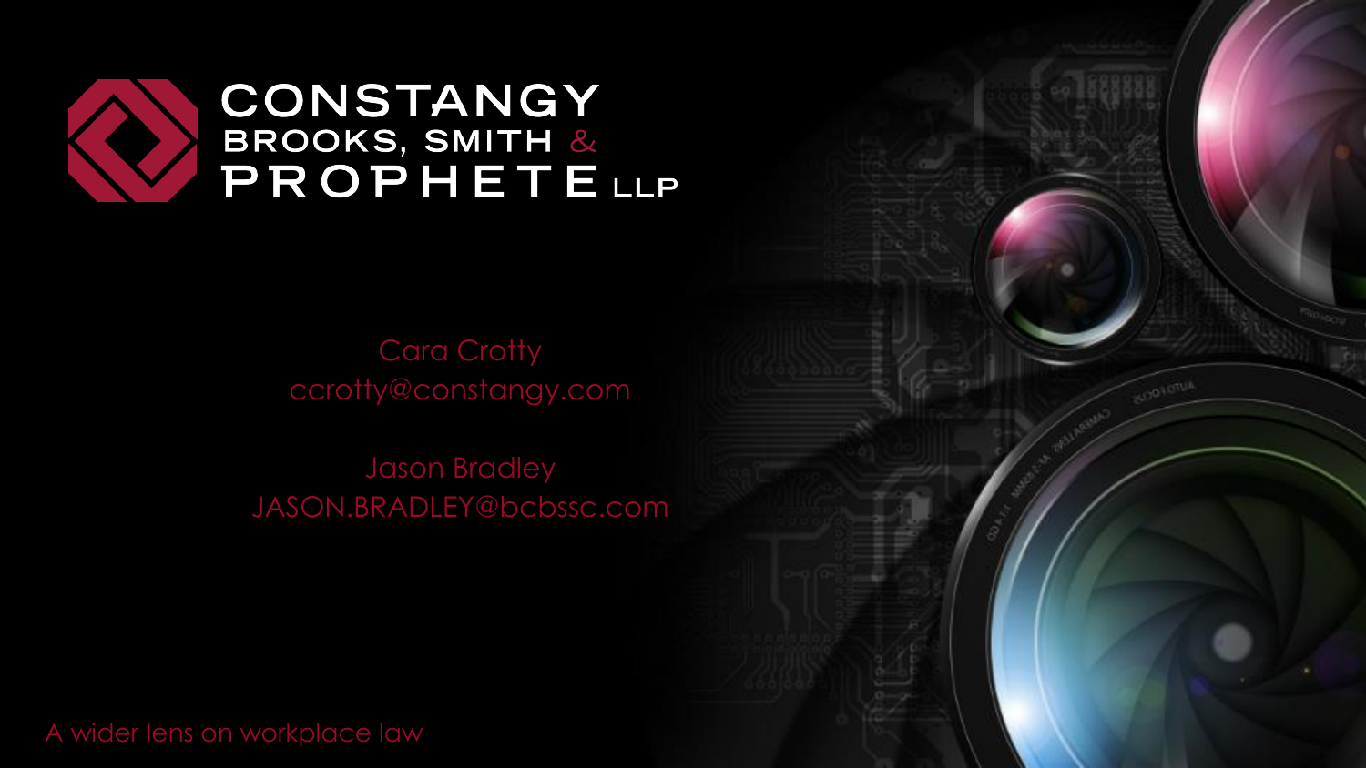CONSTANGY BROOKS, SMITH & PROPHETE LLP

Cara Crotty
ccrotty@constangy.com

Jason Bradley
JASON.BRADLEY@bcbssc.com

A wider lens on workplace law